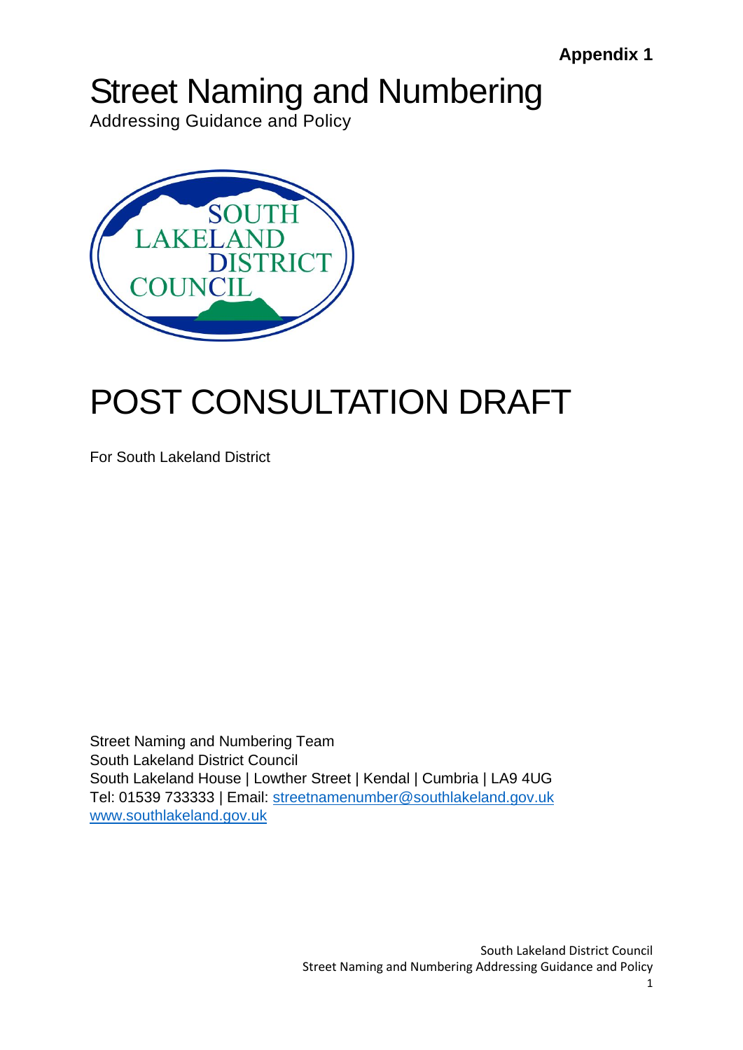**Appendix 1**

# Street Naming and Numbering

Addressing Guidance and Policy

# POST CONSULTATION DRAFT

For South Lakeland District

Street Naming and Numbering Team
South Lakeland District Council
South Lakeland House | Lowther Street | Kendal | Cumbria | LA9 4UG
Tel: 01539 733333 | Email: streetnamenumber@southlakeland.gov.uk
www.southlakeland.gov.uk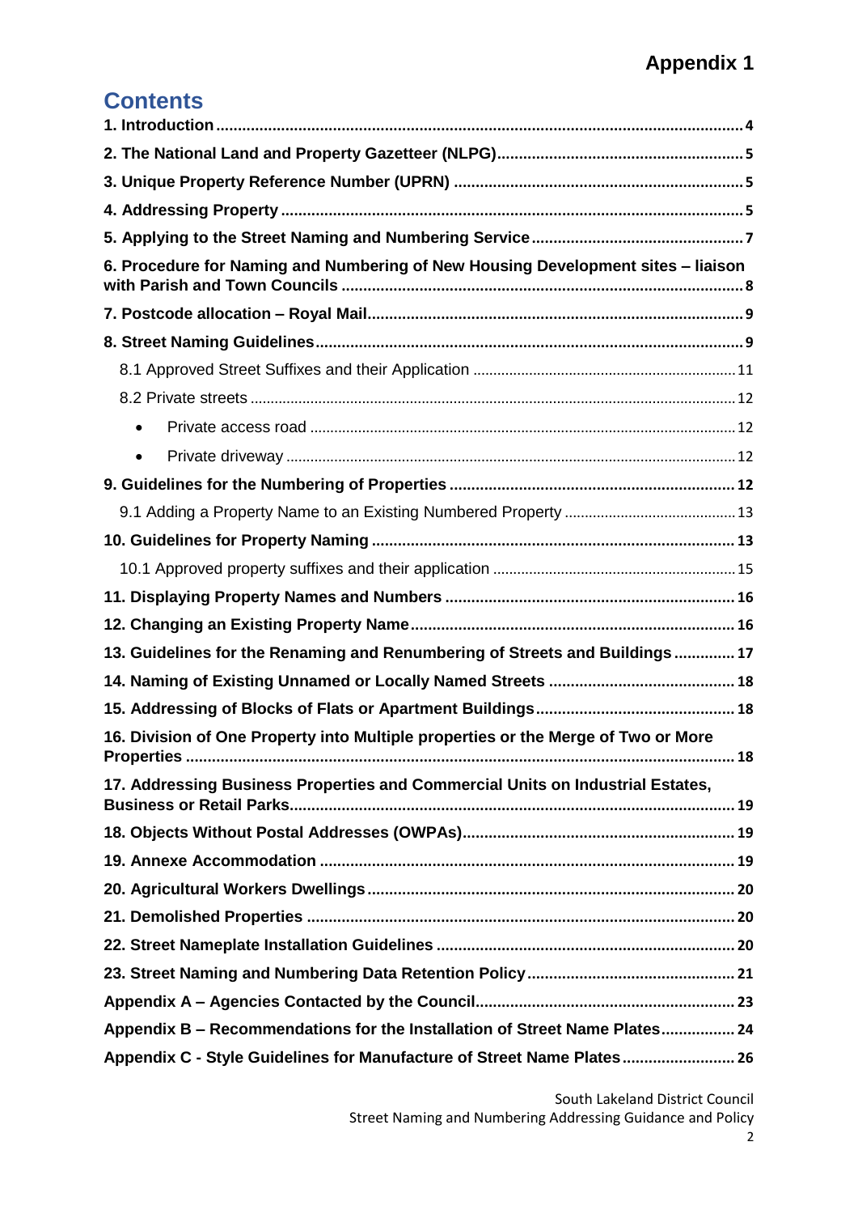# Appendix 1

## Contents

**1. Introduction** ..... 4

**2. The National Land and Property Gazetteer (NLPG)** ..... 5

**3. Unique Property Reference Number (UPRN)** ..... 5

**4. Addressing Property** ..... 5

**5. Applying to the Street Naming and Numbering Service** ..... 7

**6. Procedure for Naming and Numbering of New Housing Development sites – liaison with Parish and Town Councils** ..... 8

**7. Postcode allocation – Royal Mail** ..... 9

**8. Street Naming Guidelines** ..... 9

- 8.1 Approved Street Suffixes and their Application ..... 11
- 8.2 Private streets ..... 12
  - Private access road ..... 12
  - Private driveway ..... 12

**9. Guidelines for the Numbering of Properties** ..... 12

- 9.1 Adding a Property Name to an Existing Numbered Property ..... 13

**10. Guidelines for Property Naming** ..... 13

- 10.1 Approved property suffixes and their application ..... 15

**11. Displaying Property Names and Numbers** ..... 16

**12. Changing an Existing Property Name** ..... 16

**13. Guidelines for the Renaming and Renumbering of Streets and Buildings** ..... 17

**14. Naming of Existing Unnamed or Locally Named Streets** ..... 18

**15. Addressing of Blocks of Flats or Apartment Buildings** ..... 18

**16. Division of One Property into Multiple properties or the Merge of Two or More Properties** ..... 18

**17. Addressing Business Properties and Commercial Units on Industrial Estates, Business or Retail Parks** ..... 19

**18. Objects Without Postal Addresses (OWPAs)** ..... 19

**19. Annexe Accommodation** ..... 19

**20. Agricultural Workers Dwellings** ..... 20

**21. Demolished Properties** ..... 20

**22. Street Nameplate Installation Guidelines** ..... 20

**23. Street Naming and Numbering Data Retention Policy** ..... 21

**Appendix A – Agencies Contacted by the Council** ..... 23

**Appendix B – Recommendations for the Installation of Street Name Plates** ..... 24

**Appendix C - Style Guidelines for Manufacture of Street Name Plates** ..... 26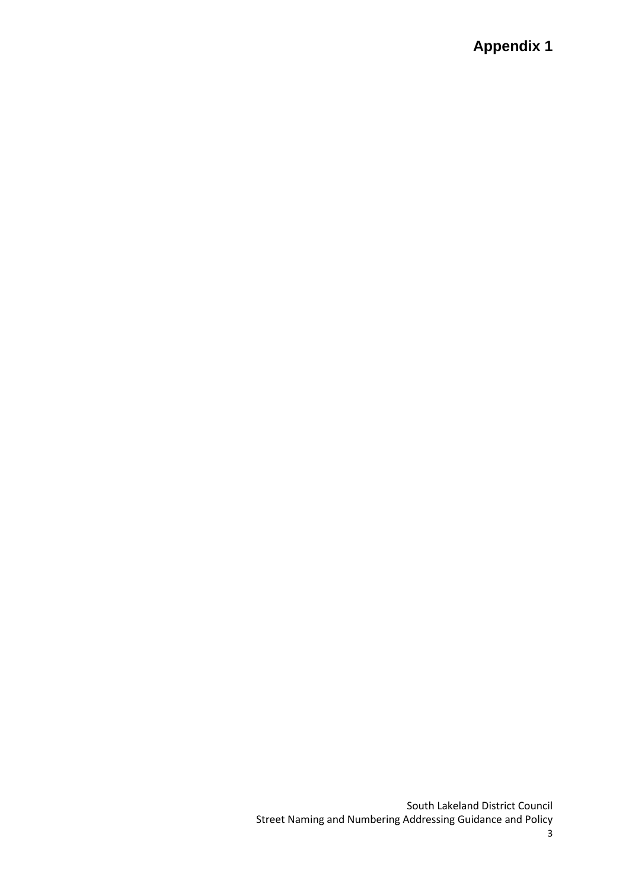# Appendix 1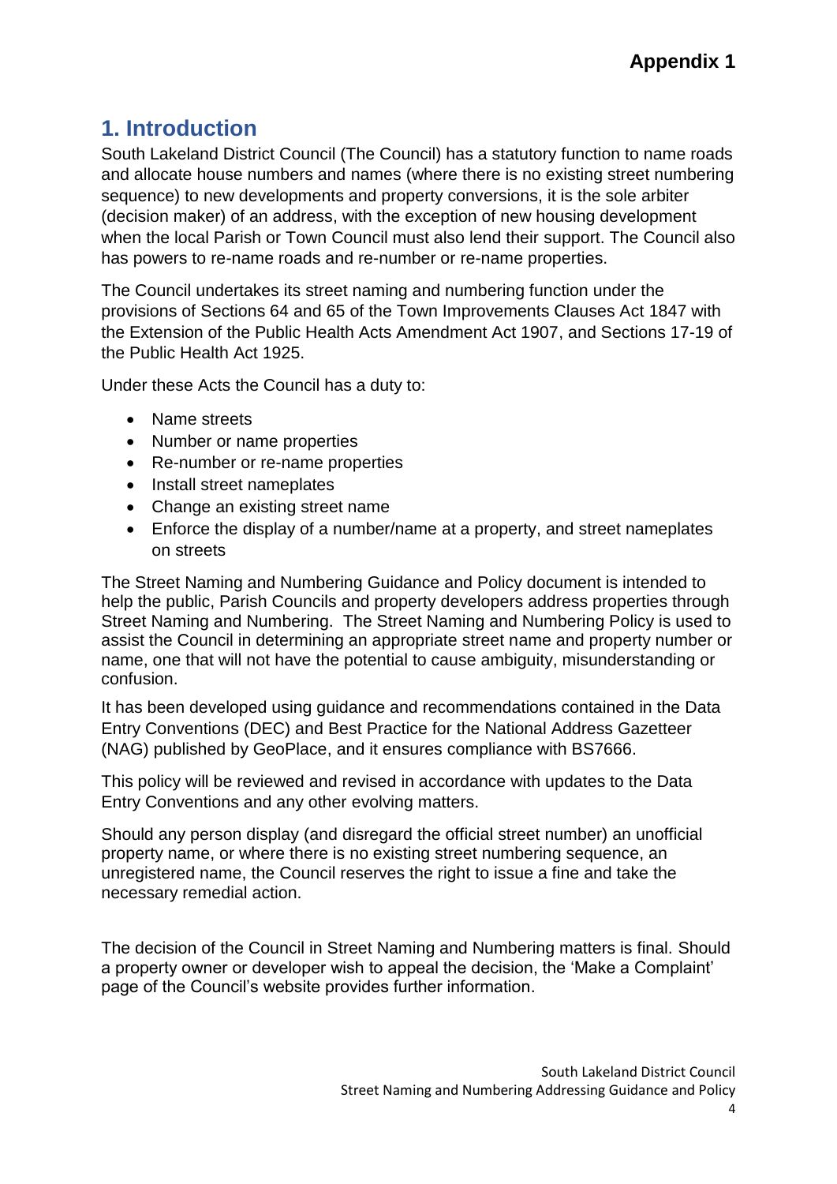**Appendix 1**

## 1. Introduction

South Lakeland District Council (The Council) has a statutory function to name roads and allocate house numbers and names (where there is no existing street numbering sequence) to new developments and property conversions, it is the sole arbiter (decision maker) of an address, with the exception of new housing development when the local Parish or Town Council must also lend their support. The Council also has powers to re-name roads and re-number or re-name properties.

The Council undertakes its street naming and numbering function under the provisions of Sections 64 and 65 of the Town Improvements Clauses Act 1847 with the Extension of the Public Health Acts Amendment Act 1907, and Sections 17-19 of the Public Health Act 1925.

Under these Acts the Council has a duty to:

- Name streets
- Number or name properties
- Re-number or re-name properties
- Install street nameplates
- Change an existing street name
- Enforce the display of a number/name at a property, and street nameplates on streets

The Street Naming and Numbering Guidance and Policy document is intended to help the public, Parish Councils and property developers address properties through Street Naming and Numbering. The Street Naming and Numbering Policy is used to assist the Council in determining an appropriate street name and property number or name, one that will not have the potential to cause ambiguity, misunderstanding or confusion.

It has been developed using guidance and recommendations contained in the Data Entry Conventions (DEC) and Best Practice for the National Address Gazetteer (NAG) published by GeoPlace, and it ensures compliance with BS7666.

This policy will be reviewed and revised in accordance with updates to the Data Entry Conventions and any other evolving matters.

Should any person display (and disregard the official street number) an unofficial property name, or where there is no existing street numbering sequence, an unregistered name, the Council reserves the right to issue a fine and take the necessary remedial action.

The decision of the Council in Street Naming and Numbering matters is final. Should a property owner or developer wish to appeal the decision, the 'Make a Complaint' page of the Council's website provides further information.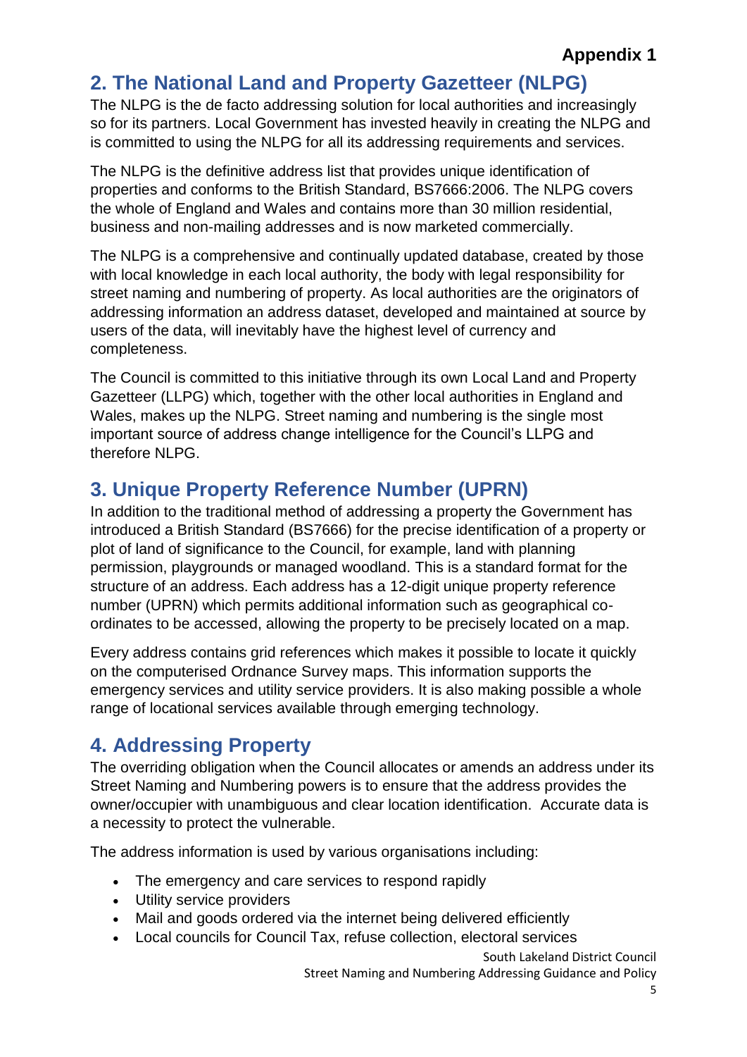**Appendix 1**

## 2. The National Land and Property Gazetteer (NLPG)

The NLPG is the de facto addressing solution for local authorities and increasingly so for its partners. Local Government has invested heavily in creating the NLPG and is committed to using the NLPG for all its addressing requirements and services.

The NLPG is the definitive address list that provides unique identification of properties and conforms to the British Standard, BS7666:2006. The NLPG covers the whole of England and Wales and contains more than 30 million residential, business and non-mailing addresses and is now marketed commercially.

The NLPG is a comprehensive and continually updated database, created by those with local knowledge in each local authority, the body with legal responsibility for street naming and numbering of property. As local authorities are the originators of addressing information an address dataset, developed and maintained at source by users of the data, will inevitably have the highest level of currency and completeness.

The Council is committed to this initiative through its own Local Land and Property Gazetteer (LLPG) which, together with the other local authorities in England and Wales, makes up the NLPG. Street naming and numbering is the single most important source of address change intelligence for the Council's LLPG and therefore NLPG.

## 3. Unique Property Reference Number (UPRN)

In addition to the traditional method of addressing a property the Government has introduced a British Standard (BS7666) for the precise identification of a property or plot of land of significance to the Council, for example, land with planning permission, playgrounds or managed woodland. This is a standard format for the structure of an address. Each address has a 12-digit unique property reference number (UPRN) which permits additional information such as geographical co-ordinates to be accessed, allowing the property to be precisely located on a map.

Every address contains grid references which makes it possible to locate it quickly on the computerised Ordnance Survey maps. This information supports the emergency services and utility service providers. It is also making possible a whole range of locational services available through emerging technology.

## 4. Addressing Property

The overriding obligation when the Council allocates or amends an address under its Street Naming and Numbering powers is to ensure that the address provides the owner/occupier with unambiguous and clear location identification. Accurate data is a necessity to protect the vulnerable.

The address information is used by various organisations including:

- The emergency and care services to respond rapidly
- Utility service providers
- Mail and goods ordered via the internet being delivered efficiently
- Local councils for Council Tax, refuse collection, electoral services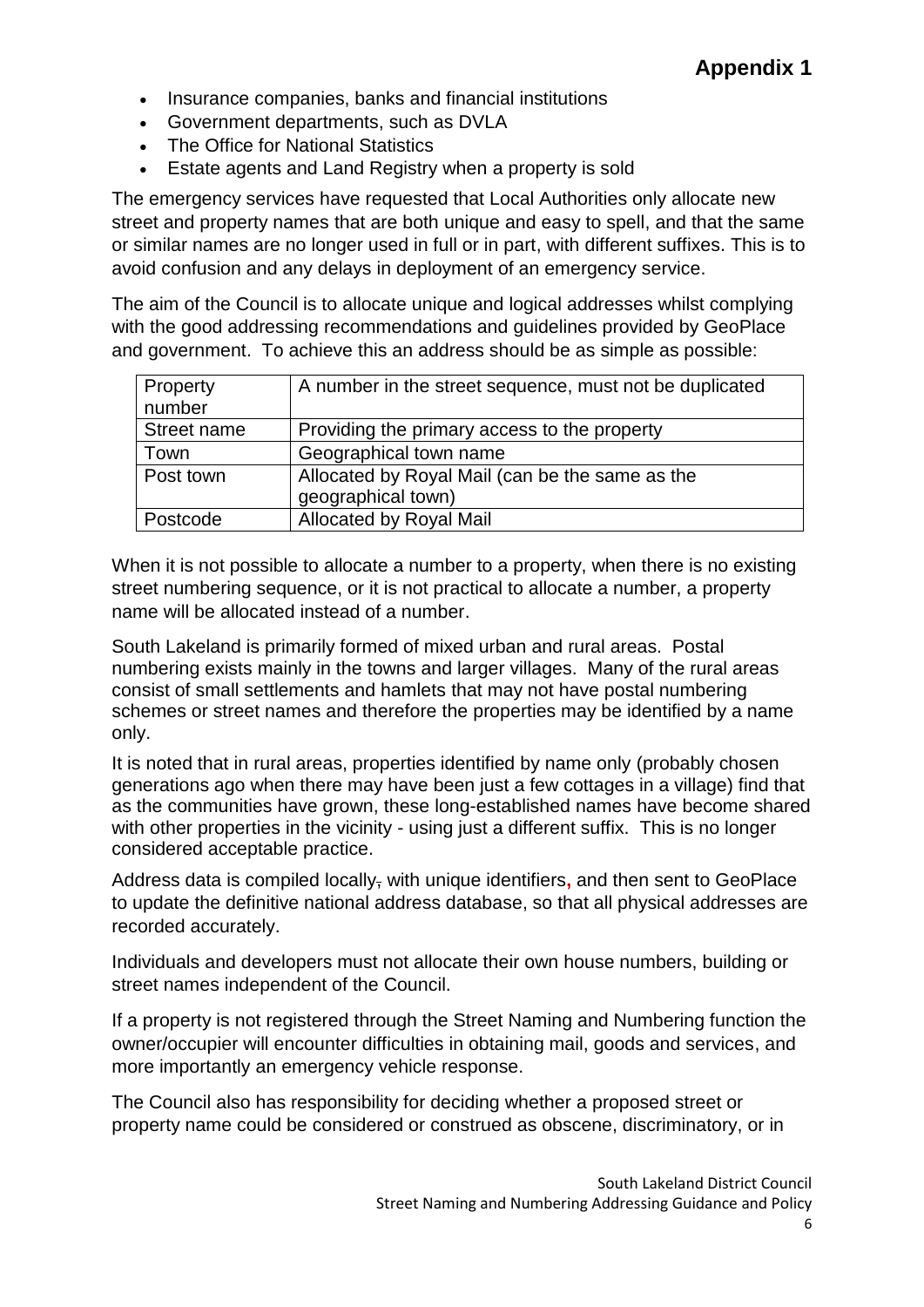- Insurance companies, banks and financial institutions
- Government departments, such as DVLA
- The Office for National Statistics
- Estate agents and Land Registry when a property is sold

The emergency services have requested that Local Authorities only allocate new street and property names that are both unique and easy to spell, and that the same or similar names are no longer used in full or in part, with different suffixes. This is to avoid confusion and any delays in deployment of an emergency service.

The aim of the Council is to allocate unique and logical addresses whilst complying with the good addressing recommendations and guidelines provided by GeoPlace and government. To achieve this an address should be as simple as possible:

| Property number | A number in the street sequence, must not be duplicated |
|---|---|
| Street name | Providing the primary access to the property |
| Town | Geographical town name |
| Post town | Allocated by Royal Mail (can be the same as the geographical town) |
| Postcode | Allocated by Royal Mail |

When it is not possible to allocate a number to a property, when there is no existing street numbering sequence, or it is not practical to allocate a number, a property name will be allocated instead of a number.

South Lakeland is primarily formed of mixed urban and rural areas. Postal numbering exists mainly in the towns and larger villages. Many of the rural areas consist of small settlements and hamlets that may not have postal numbering schemes or street names and therefore the properties may be identified by a name only.

It is noted that in rural areas, properties identified by name only (probably chosen generations ago when there may have been just a few cottages in a village) find that as the communities have grown, these long-established names have become shared with other properties in the vicinity - using just a different suffix. This is no longer considered acceptable practice.

Address data is compiled locally, with unique identifiers, and then sent to GeoPlace to update the definitive national address database, so that all physical addresses are recorded accurately.

Individuals and developers must not allocate their own house numbers, building or street names independent of the Council.

If a property is not registered through the Street Naming and Numbering function the owner/occupier will encounter difficulties in obtaining mail, goods and services, and more importantly an emergency vehicle response.

The Council also has responsibility for deciding whether a proposed street or property name could be considered or construed as obscene, discriminatory, or in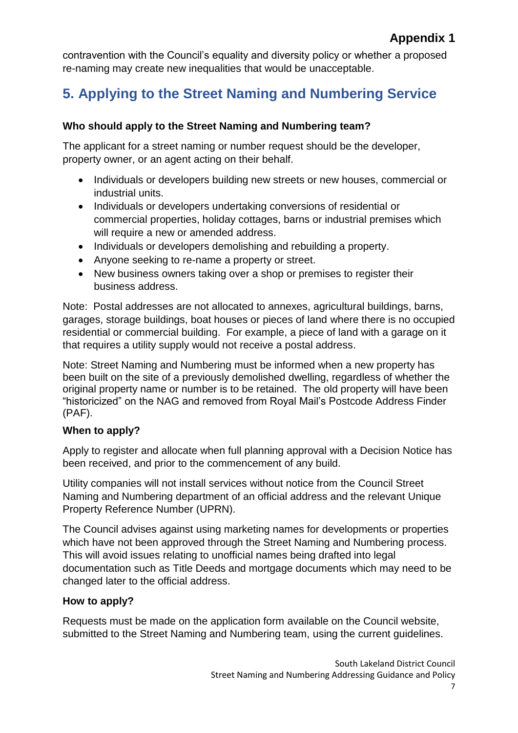contravention with the Council's equality and diversity policy or whether a proposed re-naming may create new inequalities that would be unacceptable.

## 5. Applying to the Street Naming and Numbering Service

**Who should apply to the Street Naming and Numbering team?**

The applicant for a street naming or number request should be the developer, property owner, or an agent acting on their behalf.

- Individuals or developers building new streets or new houses, commercial or industrial units.
- Individuals or developers undertaking conversions of residential or commercial properties, holiday cottages, barns or industrial premises which will require a new or amended address.
- Individuals or developers demolishing and rebuilding a property.
- Anyone seeking to re-name a property or street.
- New business owners taking over a shop or premises to register their business address.

Note: Postal addresses are not allocated to annexes, agricultural buildings, barns, garages, storage buildings, boat houses or pieces of land where there is no occupied residential or commercial building. For example, a piece of land with a garage on it that requires a utility supply would not receive a postal address.

Note: Street Naming and Numbering must be informed when a new property has been built on the site of a previously demolished dwelling, regardless of whether the original property name or number is to be retained. The old property will have been "historicized" on the NAG and removed from Royal Mail's Postcode Address Finder (PAF).

**When to apply?**

Apply to register and allocate when full planning approval with a Decision Notice has been received, and prior to the commencement of any build.

Utility companies will not install services without notice from the Council Street Naming and Numbering department of an official address and the relevant Unique Property Reference Number (UPRN).

The Council advises against using marketing names for developments or properties which have not been approved through the Street Naming and Numbering process. This will avoid issues relating to unofficial names being drafted into legal documentation such as Title Deeds and mortgage documents which may need to be changed later to the official address.

**How to apply?**

Requests must be made on the application form available on the Council website, submitted to the Street Naming and Numbering team, using the current guidelines.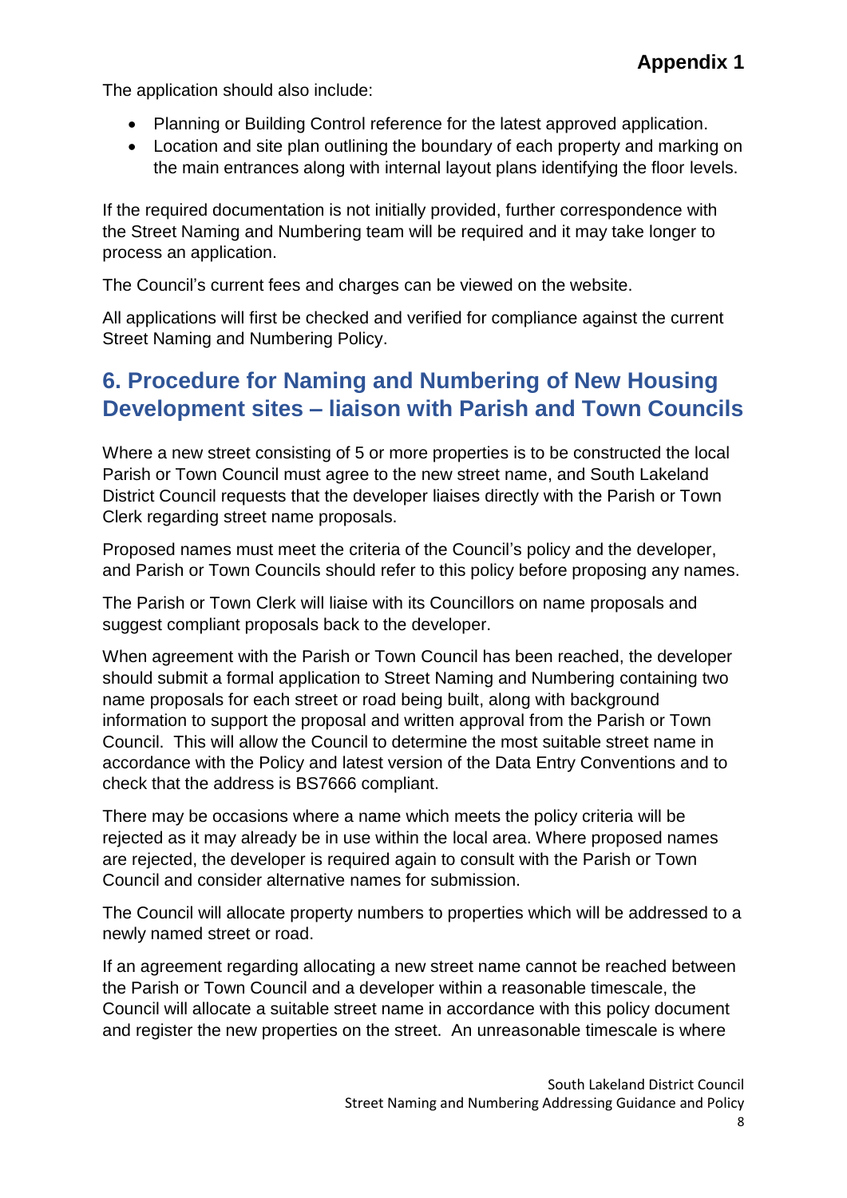The application should also include:

- Planning or Building Control reference for the latest approved application.
- Location and site plan outlining the boundary of each property and marking on the main entrances along with internal layout plans identifying the floor levels.

If the required documentation is not initially provided, further correspondence with the Street Naming and Numbering team will be required and it may take longer to process an application.

The Council's current fees and charges can be viewed on the website.

All applications will first be checked and verified for compliance against the current Street Naming and Numbering Policy.

## 6. Procedure for Naming and Numbering of New Housing Development sites – liaison with Parish and Town Councils

Where a new street consisting of 5 or more properties is to be constructed the local Parish or Town Council must agree to the new street name, and South Lakeland District Council requests that the developer liaises directly with the Parish or Town Clerk regarding street name proposals.

Proposed names must meet the criteria of the Council's policy and the developer, and Parish or Town Councils should refer to this policy before proposing any names.

The Parish or Town Clerk will liaise with its Councillors on name proposals and suggest compliant proposals back to the developer.

When agreement with the Parish or Town Council has been reached, the developer should submit a formal application to Street Naming and Numbering containing two name proposals for each street or road being built, along with background information to support the proposal and written approval from the Parish or Town Council. This will allow the Council to determine the most suitable street name in accordance with the Policy and latest version of the Data Entry Conventions and to check that the address is BS7666 compliant.

There may be occasions where a name which meets the policy criteria will be rejected as it may already be in use within the local area. Where proposed names are rejected, the developer is required again to consult with the Parish or Town Council and consider alternative names for submission.

The Council will allocate property numbers to properties which will be addressed to a newly named street or road.

If an agreement regarding allocating a new street name cannot be reached between the Parish or Town Council and a developer within a reasonable timescale, the Council will allocate a suitable street name in accordance with this policy document and register the new properties on the street. An unreasonable timescale is where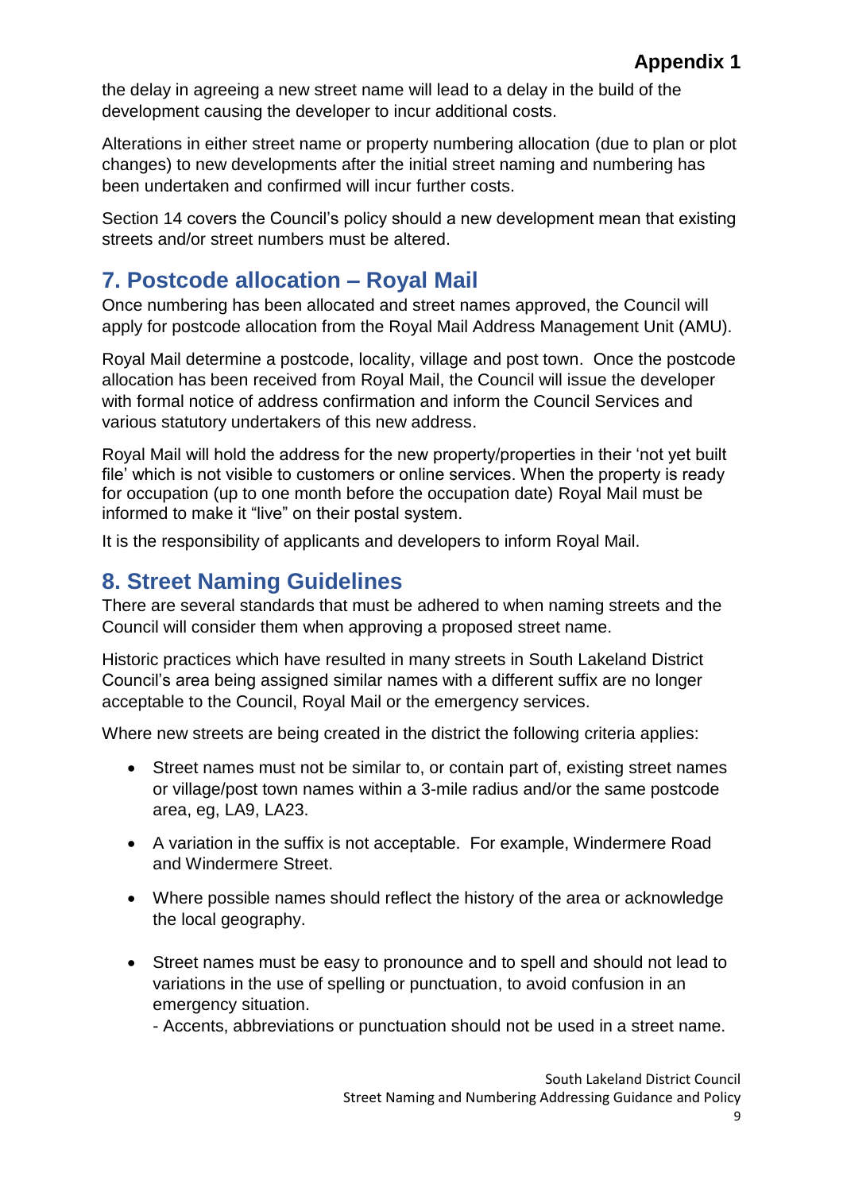the delay in agreeing a new street name will lead to a delay in the build of the development causing the developer to incur additional costs.

Alterations in either street name or property numbering allocation (due to plan or plot changes) to new developments after the initial street naming and numbering has been undertaken and confirmed will incur further costs.

Section 14 covers the Council's policy should a new development mean that existing streets and/or street numbers must be altered.

## 7. Postcode allocation – Royal Mail

Once numbering has been allocated and street names approved, the Council will apply for postcode allocation from the Royal Mail Address Management Unit (AMU).

Royal Mail determine a postcode, locality, village and post town. Once the postcode allocation has been received from Royal Mail, the Council will issue the developer with formal notice of address confirmation and inform the Council Services and various statutory undertakers of this new address.

Royal Mail will hold the address for the new property/properties in their 'not yet built file' which is not visible to customers or online services. When the property is ready for occupation (up to one month before the occupation date) Royal Mail must be informed to make it "live" on their postal system.

It is the responsibility of applicants and developers to inform Royal Mail.

## 8. Street Naming Guidelines

There are several standards that must be adhered to when naming streets and the Council will consider them when approving a proposed street name.

Historic practices which have resulted in many streets in South Lakeland District Council's area being assigned similar names with a different suffix are no longer acceptable to the Council, Royal Mail or the emergency services.

Where new streets are being created in the district the following criteria applies:

- Street names must not be similar to, or contain part of, existing street names or village/post town names within a 3-mile radius and/or the same postcode area, eg, LA9, LA23.
- A variation in the suffix is not acceptable. For example, Windermere Road and Windermere Street.
- Where possible names should reflect the history of the area or acknowledge the local geography.
- Street names must be easy to pronounce and to spell and should not lead to variations in the use of spelling or punctuation, to avoid confusion in an emergency situation.
  - Accents, abbreviations or punctuation should not be used in a street name.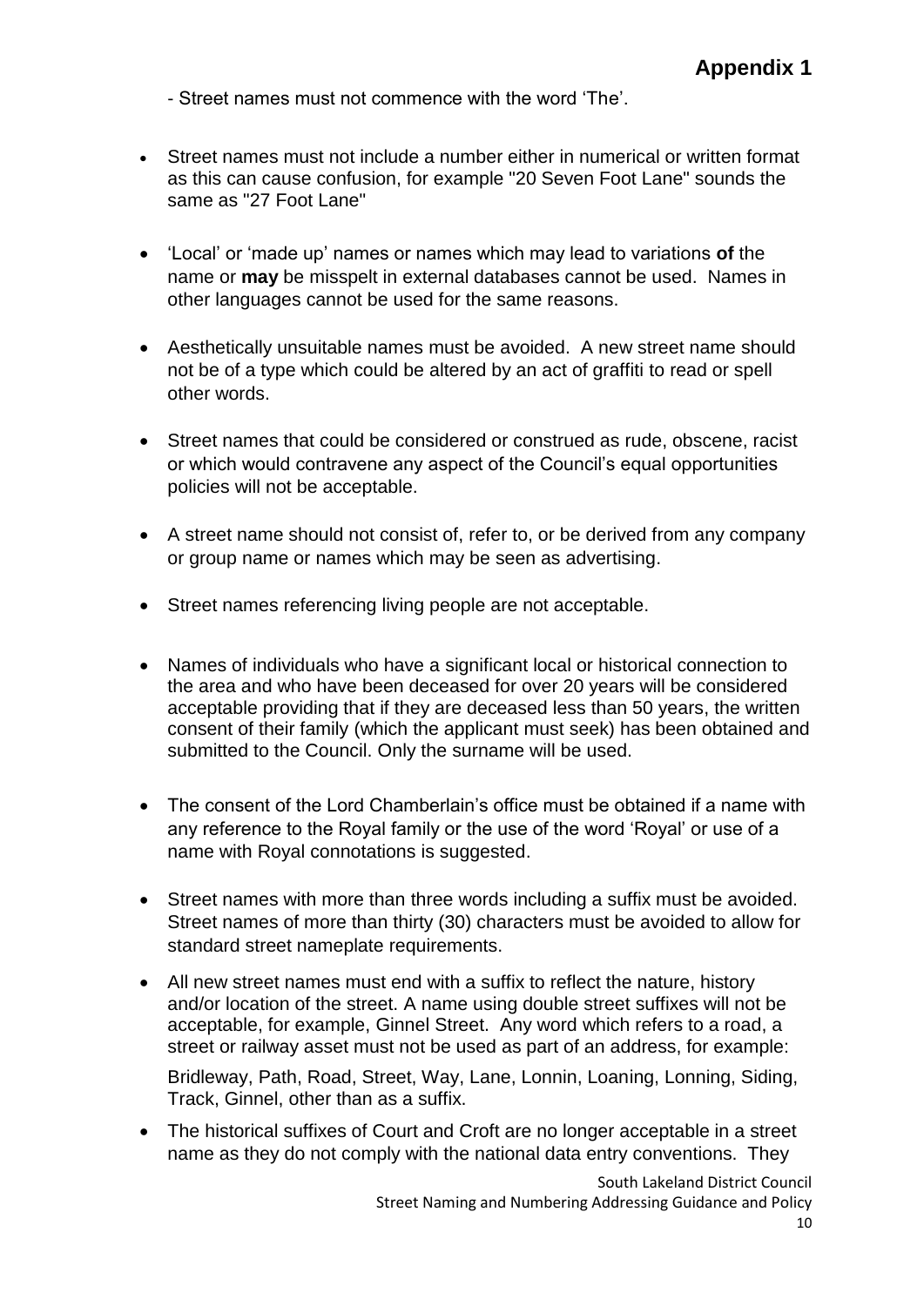## Appendix 1

- Street names must not commence with the word 'The'.

- Street names must not include a number either in numerical or written format as this can cause confusion, for example "20 Seven Foot Lane" sounds the same as "27 Foot Lane"

- 'Local' or 'made up' names or names which may lead to variations **of** the name or **may** be misspelt in external databases cannot be used. Names in other languages cannot be used for the same reasons.

- Aesthetically unsuitable names must be avoided. A new street name should not be of a type which could be altered by an act of graffiti to read or spell other words.

- Street names that could be considered or construed as rude, obscene, racist or which would contravene any aspect of the Council's equal opportunities policies will not be acceptable.

- A street name should not consist of, refer to, or be derived from any company or group name or names which may be seen as advertising.

- Street names referencing living people are not acceptable.

- Names of individuals who have a significant local or historical connection to the area and who have been deceased for over 20 years will be considered acceptable providing that if they are deceased less than 50 years, the written consent of their family (which the applicant must seek) has been obtained and submitted to the Council. Only the surname will be used.

- The consent of the Lord Chamberlain's office must be obtained if a name with any reference to the Royal family or the use of the word 'Royal' or use of a name with Royal connotations is suggested.

- Street names with more than three words including a suffix must be avoided. Street names of more than thirty (30) characters must be avoided to allow for standard street nameplate requirements.

- All new street names must end with a suffix to reflect the nature, history and/or location of the street. A name using double street suffixes will not be acceptable, for example, Ginnel Street. Any word which refers to a road, a street or railway asset must not be used as part of an address, for example:

  Bridleway, Path, Road, Street, Way, Lane, Lonnin, Loaning, Lonning, Siding, Track, Ginnel, other than as a suffix.

- The historical suffixes of Court and Croft are no longer acceptable in a street name as they do not comply with the national data entry conventions. They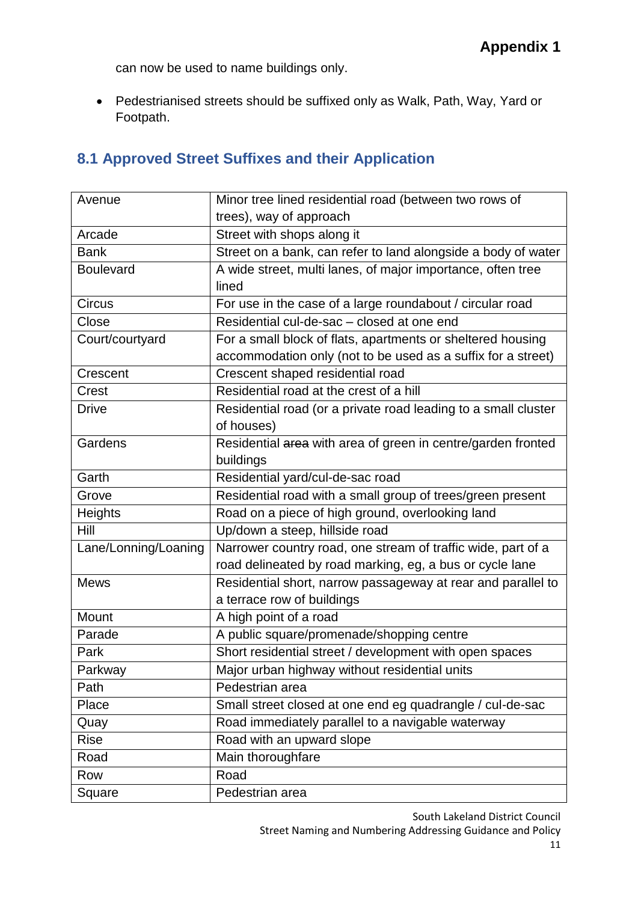can now be used to name buildings only.

- Pedestrianised streets should be suffixed only as Walk, Path, Way, Yard or Footpath.

## 8.1 Approved Street Suffixes and their Application

| | |
|---|---|
| Avenue | Minor tree lined residential road (between two rows of trees), way of approach |
| Arcade | Street with shops along it |
| Bank | Street on a bank, can refer to land alongside a body of water |
| Boulevard | A wide street, multi lanes, of major importance, often tree lined |
| Circus | For use in the case of a large roundabout / circular road |
| Close | Residential cul-de-sac – closed at one end |
| Court/courtyard | For a small block of flats, apartments or sheltered housing accommodation only (not to be used as a suffix for a street) |
| Crescent | Crescent shaped residential road |
| Crest | Residential road at the crest of a hill |
| Drive | Residential road (or a private road leading to a small cluster of houses) |
| Gardens | Residential ~~area~~ with area of green in centre/garden fronted buildings |
| Garth | Residential yard/cul-de-sac road |
| Grove | Residential road with a small group of trees/green present |
| Heights | Road on a piece of high ground, overlooking land |
| Hill | Up/down a steep, hillside road |
| Lane/Lonning/Loaning | Narrower country road, one stream of traffic wide, part of a road delineated by road marking, eg, a bus or cycle lane |
| Mews | Residential short, narrow passageway at rear and parallel to a terrace row of buildings |
| Mount | A high point of a road |
| Parade | A public square/promenade/shopping centre |
| Park | Short residential street / development with open spaces |
| Parkway | Major urban highway without residential units |
| Path | Pedestrian area |
| Place | Small street closed at one end eg quadrangle / cul-de-sac |
| Quay | Road immediately parallel to a navigable waterway |
| Rise | Road with an upward slope |
| Road | Main thoroughfare |
| Row | Road |
| Square | Pedestrian area |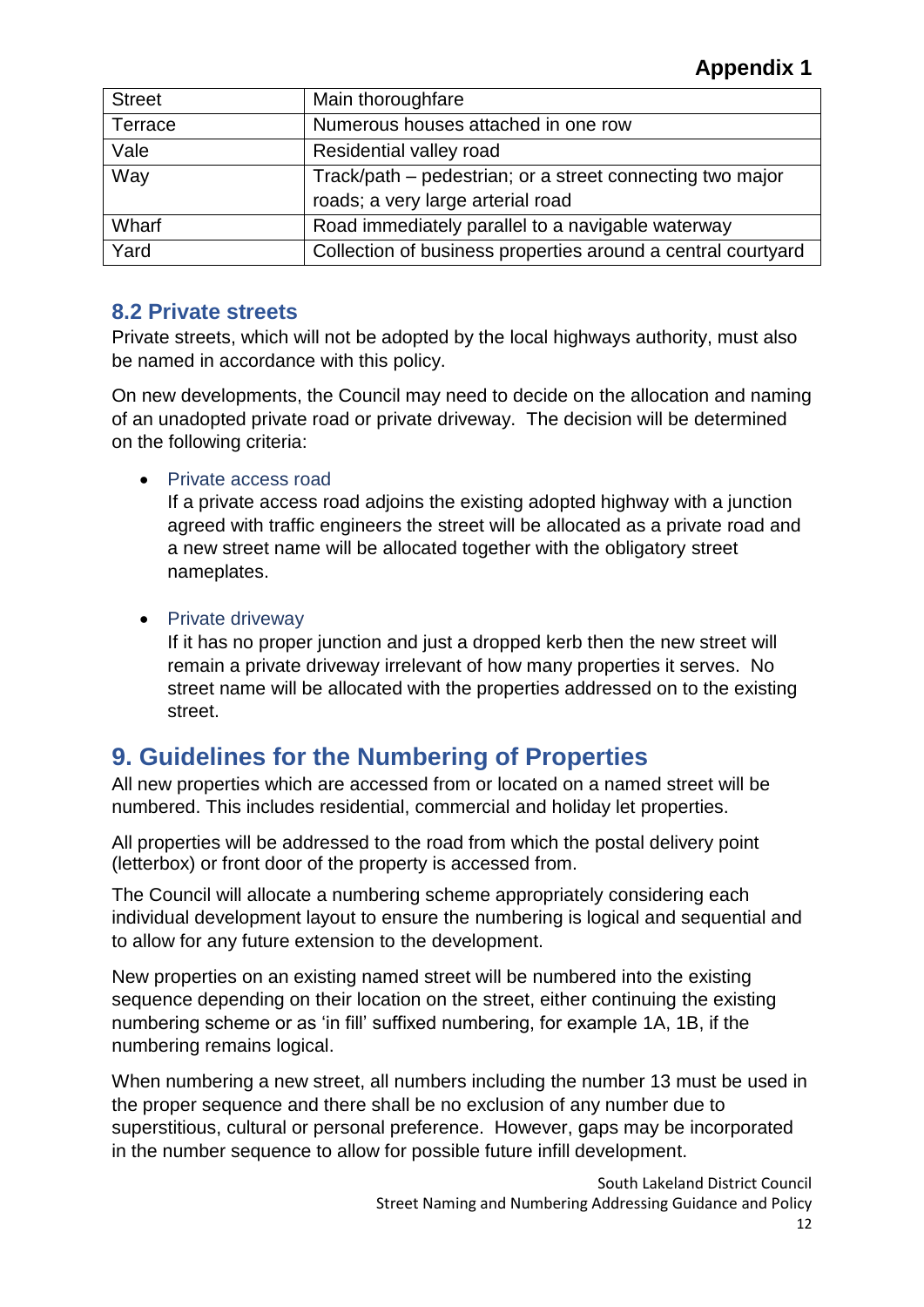| Street | Main thoroughfare |
|---|---|
| Terrace | Numerous houses attached in one row |
| Vale | Residential valley road |
| Way | Track/path – pedestrian; or a street connecting two major roads; a very large arterial road |
| Wharf | Road immediately parallel to a navigable waterway |
| Yard | Collection of business properties around a central courtyard |

### 8.2 Private streets

Private streets, which will not be adopted by the local highways authority, must also be named in accordance with this policy.

On new developments, the Council may need to decide on the allocation and naming of an unadopted private road or private driveway. The decision will be determined on the following criteria:

- Private access road
  If a private access road adjoins the existing adopted highway with a junction agreed with traffic engineers the street will be allocated as a private road and a new street name will be allocated together with the obligatory street nameplates.

- Private driveway
  If it has no proper junction and just a dropped kerb then the new street will remain a private driveway irrelevant of how many properties it serves. No street name will be allocated with the properties addressed on to the existing street.

## 9. Guidelines for the Numbering of Properties

All new properties which are accessed from or located on a named street will be numbered. This includes residential, commercial and holiday let properties.

All properties will be addressed to the road from which the postal delivery point (letterbox) or front door of the property is accessed from.

The Council will allocate a numbering scheme appropriately considering each individual development layout to ensure the numbering is logical and sequential and to allow for any future extension to the development.

New properties on an existing named street will be numbered into the existing sequence depending on their location on the street, either continuing the existing numbering scheme or as 'in fill' suffixed numbering, for example 1A, 1B, if the numbering remains logical.

When numbering a new street, all numbers including the number 13 must be used in the proper sequence and there shall be no exclusion of any number due to superstitious, cultural or personal preference. However, gaps may be incorporated in the number sequence to allow for possible future infill development.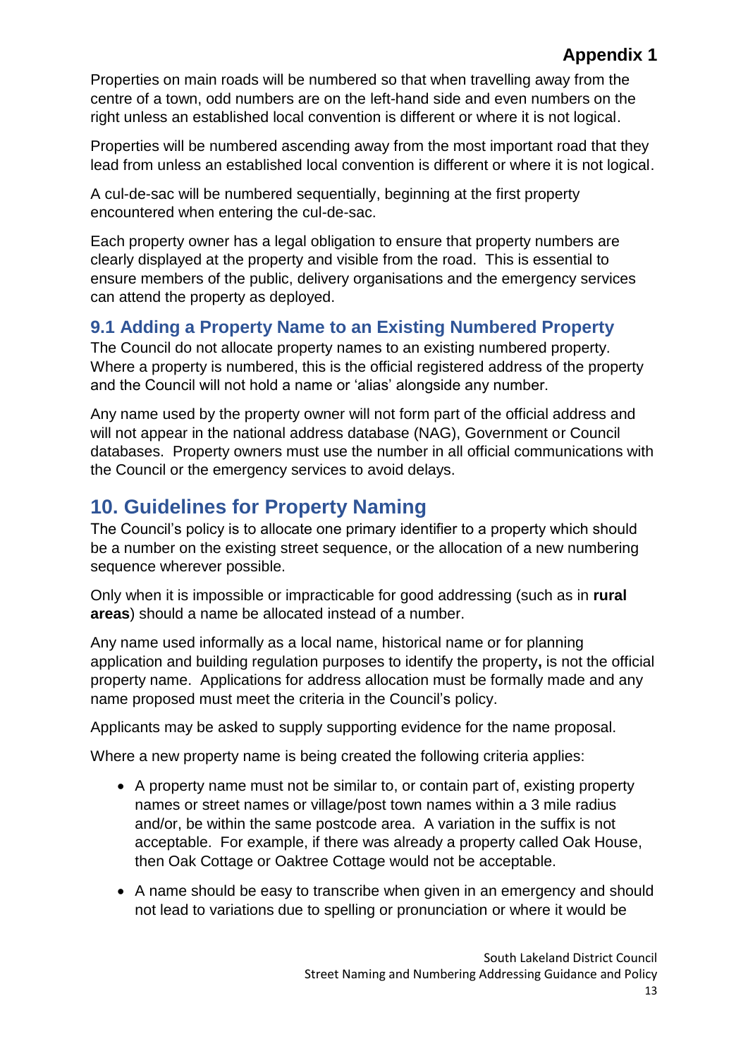Properties on main roads will be numbered so that when travelling away from the centre of a town, odd numbers are on the left-hand side and even numbers on the right unless an established local convention is different or where it is not logical.

Properties will be numbered ascending away from the most important road that they lead from unless an established local convention is different or where it is not logical.

A cul-de-sac will be numbered sequentially, beginning at the first property encountered when entering the cul-de-sac.

Each property owner has a legal obligation to ensure that property numbers are clearly displayed at the property and visible from the road. This is essential to ensure members of the public, delivery organisations and the emergency services can attend the property as deployed.

### 9.1 Adding a Property Name to an Existing Numbered Property

The Council do not allocate property names to an existing numbered property. Where a property is numbered, this is the official registered address of the property and the Council will not hold a name or 'alias' alongside any number.

Any name used by the property owner will not form part of the official address and will not appear in the national address database (NAG), Government or Council databases. Property owners must use the number in all official communications with the Council or the emergency services to avoid delays.

## 10. Guidelines for Property Naming

The Council's policy is to allocate one primary identifier to a property which should be a number on the existing street sequence, or the allocation of a new numbering sequence wherever possible.

Only when it is impossible or impracticable for good addressing (such as in **rural areas**) should a name be allocated instead of a number.

Any name used informally as a local name, historical name or for planning application and building regulation purposes to identify the property**,** is not the official property name. Applications for address allocation must be formally made and any name proposed must meet the criteria in the Council's policy.

Applicants may be asked to supply supporting evidence for the name proposal.

Where a new property name is being created the following criteria applies:

- A property name must not be similar to, or contain part of, existing property names or street names or village/post town names within a 3 mile radius and/or, be within the same postcode area. A variation in the suffix is not acceptable. For example, if there was already a property called Oak House, then Oak Cottage or Oaktree Cottage would not be acceptable.
- A name should be easy to transcribe when given in an emergency and should not lead to variations due to spelling or pronunciation or where it would be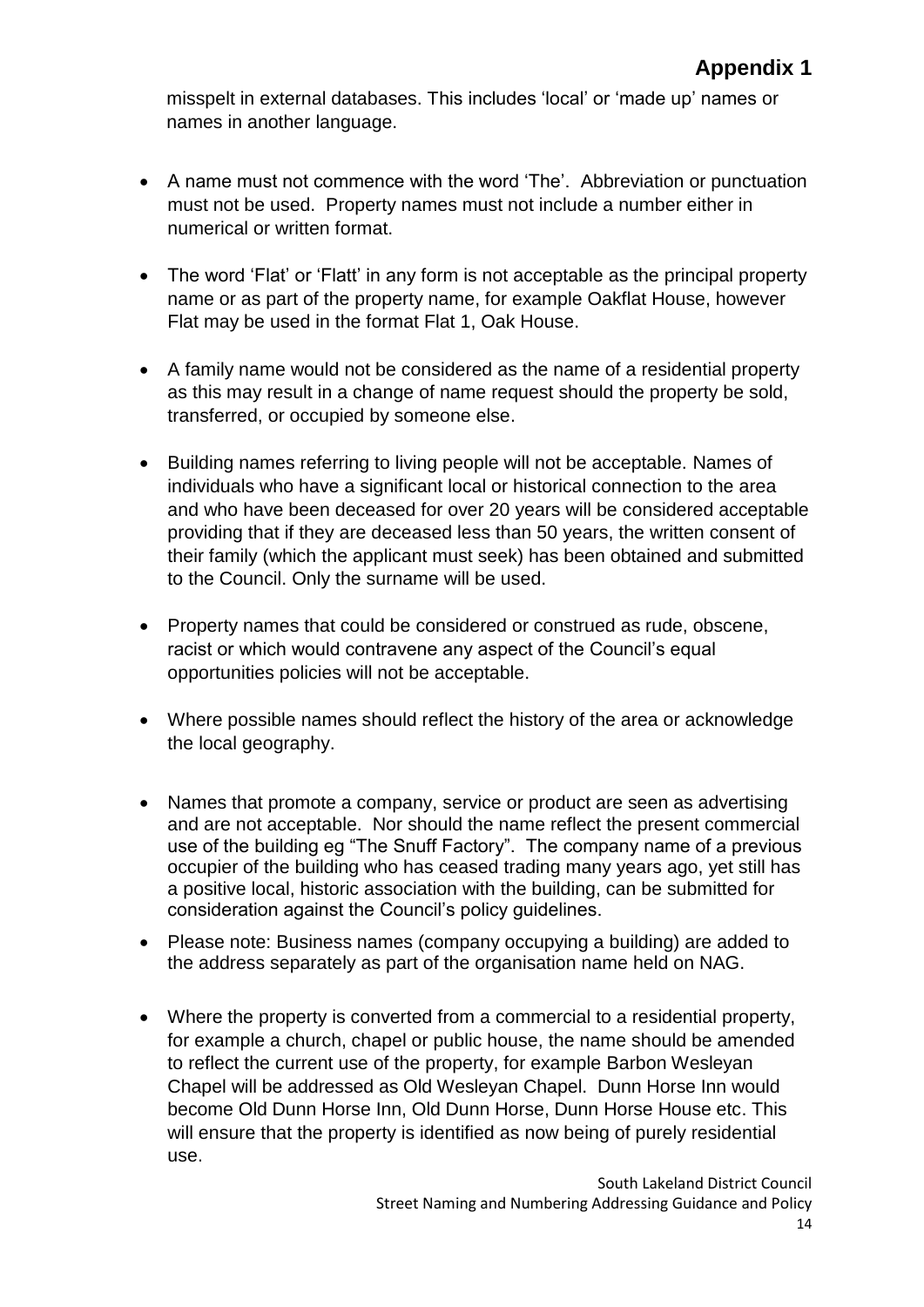misspelt in external databases. This includes 'local' or 'made up' names or names in another language.

- A name must not commence with the word 'The'. Abbreviation or punctuation must not be used. Property names must not include a number either in numerical or written format.
- The word 'Flat' or 'Flatt' in any form is not acceptable as the principal property name or as part of the property name, for example Oakflat House, however Flat may be used in the format Flat 1, Oak House.
- A family name would not be considered as the name of a residential property as this may result in a change of name request should the property be sold, transferred, or occupied by someone else.
- Building names referring to living people will not be acceptable. Names of individuals who have a significant local or historical connection to the area and who have been deceased for over 20 years will be considered acceptable providing that if they are deceased less than 50 years, the written consent of their family (which the applicant must seek) has been obtained and submitted to the Council. Only the surname will be used.
- Property names that could be considered or construed as rude, obscene, racist or which would contravene any aspect of the Council's equal opportunities policies will not be acceptable.
- Where possible names should reflect the history of the area or acknowledge the local geography.
- Names that promote a company, service or product are seen as advertising and are not acceptable. Nor should the name reflect the present commercial use of the building eg "The Snuff Factory". The company name of a previous occupier of the building who has ceased trading many years ago, yet still has a positive local, historic association with the building, can be submitted for consideration against the Council's policy guidelines.
- Please note: Business names (company occupying a building) are added to the address separately as part of the organisation name held on NAG.
- Where the property is converted from a commercial to a residential property, for example a church, chapel or public house, the name should be amended to reflect the current use of the property, for example Barbon Wesleyan Chapel will be addressed as Old Wesleyan Chapel. Dunn Horse Inn would become Old Dunn Horse Inn, Old Dunn Horse, Dunn Horse House etc. This will ensure that the property is identified as now being of purely residential use.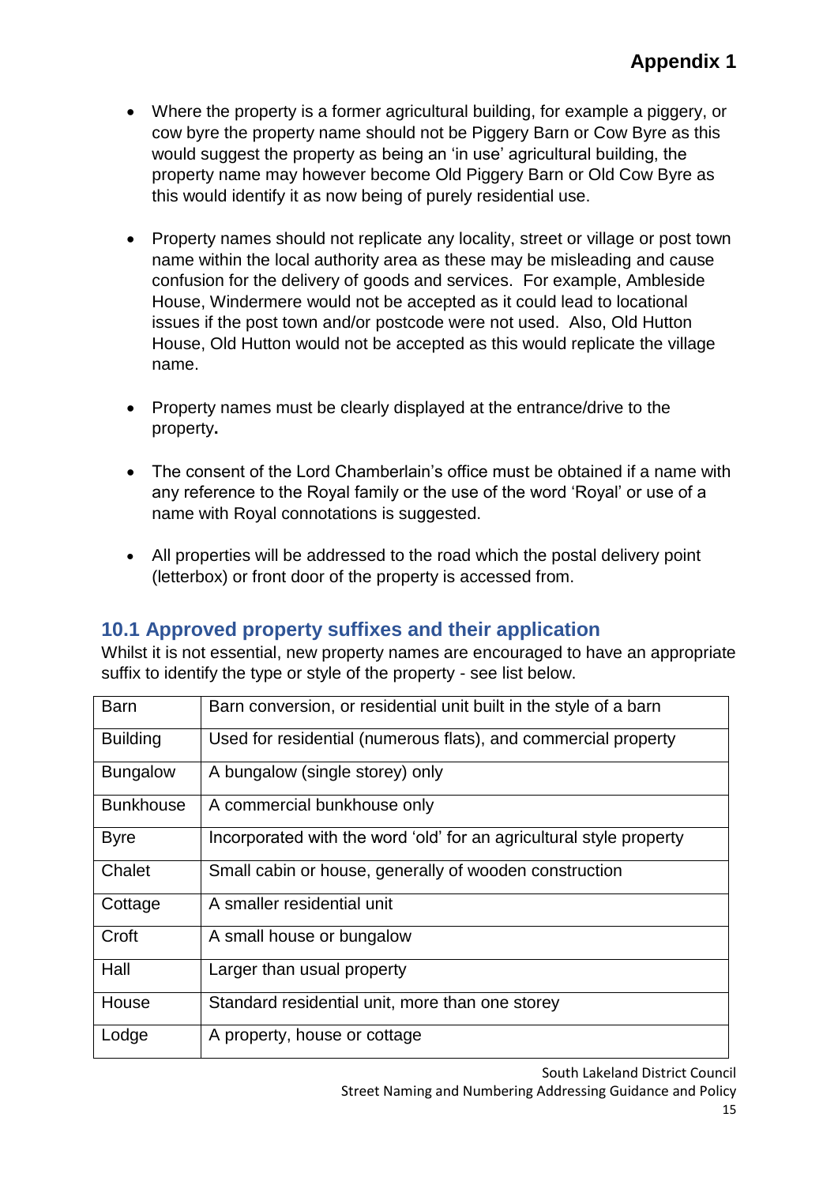# Appendix 1

- Where the property is a former agricultural building, for example a piggery, or cow byre the property name should not be Piggery Barn or Cow Byre as this would suggest the property as being an 'in use' agricultural building, the property name may however become Old Piggery Barn or Old Cow Byre as this would identify it as now being of purely residential use.

- Property names should not replicate any locality, street or village or post town name within the local authority area as these may be misleading and cause confusion for the delivery of goods and services. For example, Ambleside House, Windermere would not be accepted as it could lead to locational issues if the post town and/or postcode were not used. Also, Old Hutton House, Old Hutton would not be accepted as this would replicate the village name.

- Property names must be clearly displayed at the entrance/drive to the property**.**

- The consent of the Lord Chamberlain's office must be obtained if a name with any reference to the Royal family or the use of the word 'Royal' or use of a name with Royal connotations is suggested.

- All properties will be addressed to the road which the postal delivery point (letterbox) or front door of the property is accessed from.

## 10.1 Approved property suffixes and their application

Whilst it is not essential, new property names are encouraged to have an appropriate suffix to identify the type or style of the property - see list below.

| | |
|---|---|
| Barn | Barn conversion, or residential unit built in the style of a barn |
| Building | Used for residential (numerous flats), and commercial property |
| Bungalow | A bungalow (single storey) only |
| Bunkhouse | A commercial bunkhouse only |
| Byre | Incorporated with the word 'old' for an agricultural style property |
| Chalet | Small cabin or house, generally of wooden construction |
| Cottage | A smaller residential unit |
| Croft | A small house or bungalow |
| Hall | Larger than usual property |
| House | Standard residential unit, more than one storey |
| Lodge | A property, house or cottage |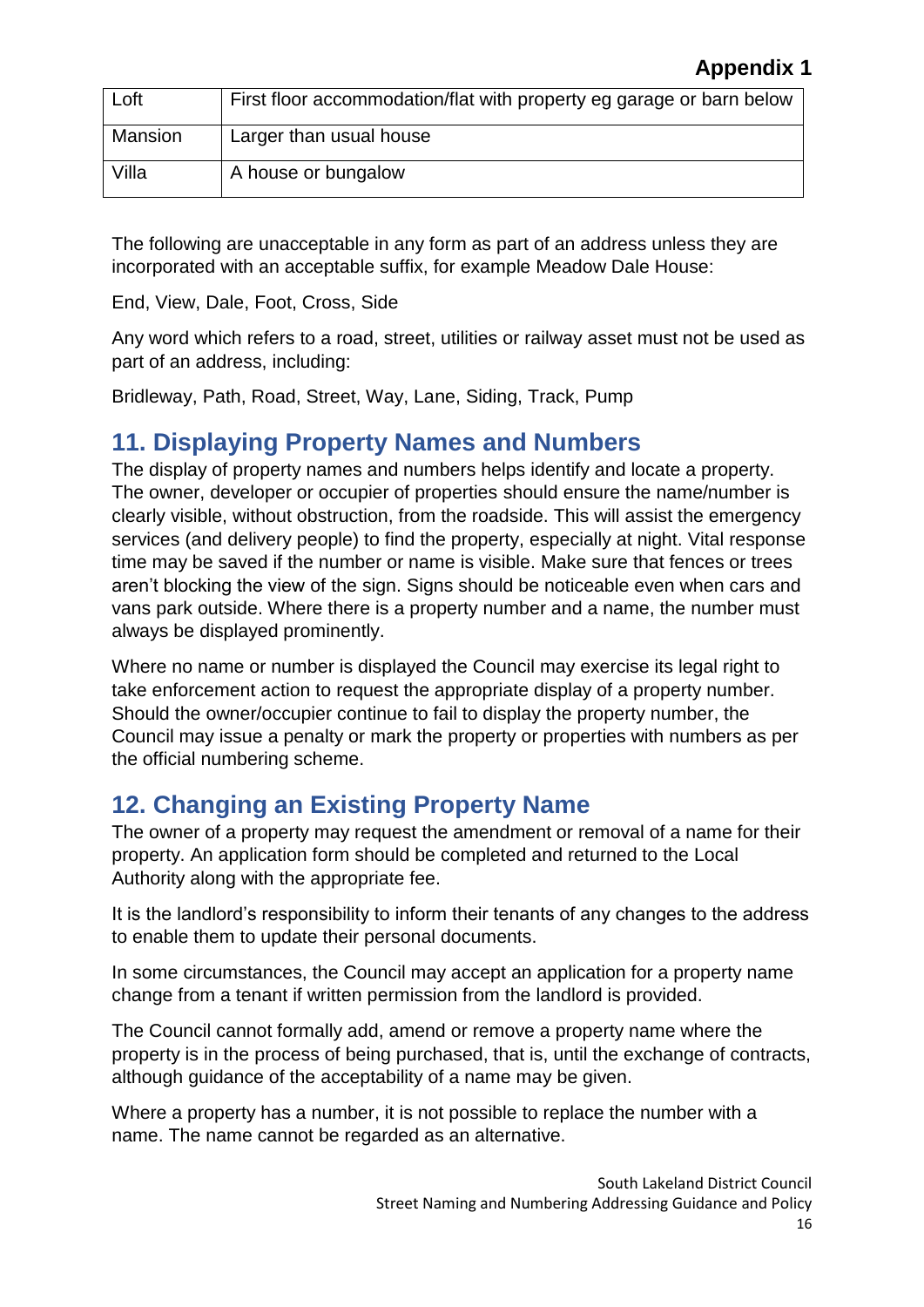| Loft | First floor accommodation/flat with property eg garage or barn below |
| --- | --- |
| Mansion | Larger than usual house |
| Villa | A house or bungalow |

The following are unacceptable in any form as part of an address unless they are incorporated with an acceptable suffix, for example Meadow Dale House:

End, View, Dale, Foot, Cross, Side

Any word which refers to a road, street, utilities or railway asset must not be used as part of an address, including:

Bridleway, Path, Road, Street, Way, Lane, Siding, Track, Pump

## 11. Displaying Property Names and Numbers

The display of property names and numbers helps identify and locate a property. The owner, developer or occupier of properties should ensure the name/number is clearly visible, without obstruction, from the roadside. This will assist the emergency services (and delivery people) to find the property, especially at night. Vital response time may be saved if the number or name is visible. Make sure that fences or trees aren't blocking the view of the sign. Signs should be noticeable even when cars and vans park outside. Where there is a property number and a name, the number must always be displayed prominently.

Where no name or number is displayed the Council may exercise its legal right to take enforcement action to request the appropriate display of a property number. Should the owner/occupier continue to fail to display the property number, the Council may issue a penalty or mark the property or properties with numbers as per the official numbering scheme.

## 12. Changing an Existing Property Name

The owner of a property may request the amendment or removal of a name for their property. An application form should be completed and returned to the Local Authority along with the appropriate fee.

It is the landlord's responsibility to inform their tenants of any changes to the address to enable them to update their personal documents.

In some circumstances, the Council may accept an application for a property name change from a tenant if written permission from the landlord is provided.

The Council cannot formally add, amend or remove a property name where the property is in the process of being purchased, that is, until the exchange of contracts, although guidance of the acceptability of a name may be given.

Where a property has a number, it is not possible to replace the number with a name. The name cannot be regarded as an alternative.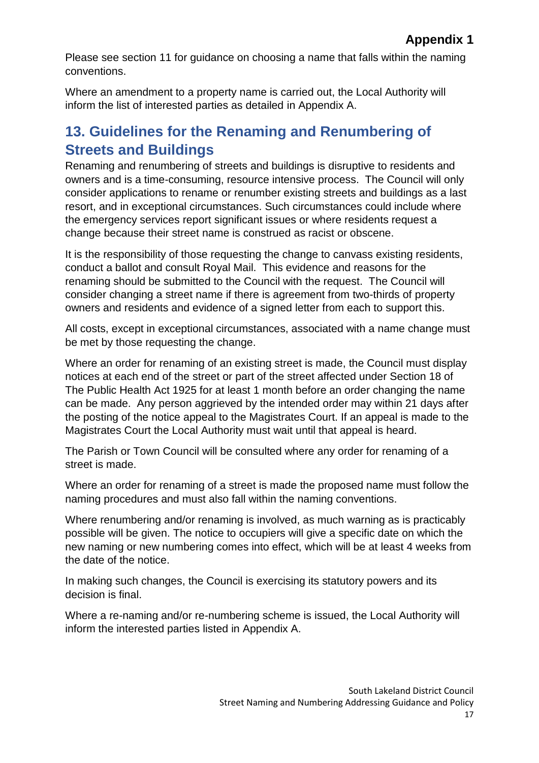Please see section 11 for guidance on choosing a name that falls within the naming conventions.

Where an amendment to a property name is carried out, the Local Authority will inform the list of interested parties as detailed in Appendix A.

## 13. Guidelines for the Renaming and Renumbering of Streets and Buildings

Renaming and renumbering of streets and buildings is disruptive to residents and owners and is a time-consuming, resource intensive process. The Council will only consider applications to rename or renumber existing streets and buildings as a last resort, and in exceptional circumstances. Such circumstances could include where the emergency services report significant issues or where residents request a change because their street name is construed as racist or obscene.

It is the responsibility of those requesting the change to canvass existing residents, conduct a ballot and consult Royal Mail. This evidence and reasons for the renaming should be submitted to the Council with the request. The Council will consider changing a street name if there is agreement from two-thirds of property owners and residents and evidence of a signed letter from each to support this.

All costs, except in exceptional circumstances, associated with a name change must be met by those requesting the change.

Where an order for renaming of an existing street is made, the Council must display notices at each end of the street or part of the street affected under Section 18 of The Public Health Act 1925 for at least 1 month before an order changing the name can be made. Any person aggrieved by the intended order may within 21 days after the posting of the notice appeal to the Magistrates Court. If an appeal is made to the Magistrates Court the Local Authority must wait until that appeal is heard.

The Parish or Town Council will be consulted where any order for renaming of a street is made.

Where an order for renaming of a street is made the proposed name must follow the naming procedures and must also fall within the naming conventions.

Where renumbering and/or renaming is involved, as much warning as is practicably possible will be given. The notice to occupiers will give a specific date on which the new naming or new numbering comes into effect, which will be at least 4 weeks from the date of the notice.

In making such changes, the Council is exercising its statutory powers and its decision is final.

Where a re-naming and/or re-numbering scheme is issued, the Local Authority will inform the interested parties listed in Appendix A.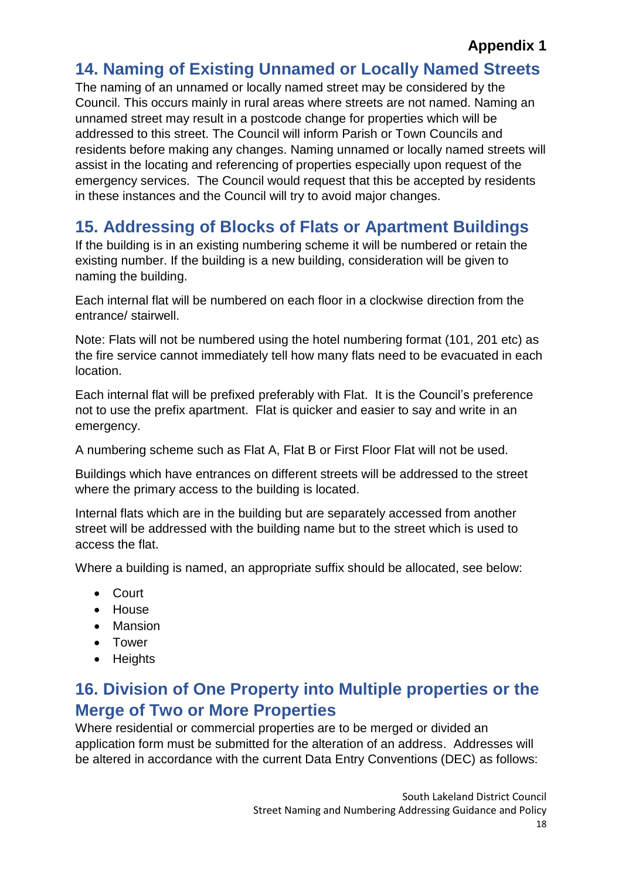**Appendix 1**

## 14. Naming of Existing Unnamed or Locally Named Streets

The naming of an unnamed or locally named street may be considered by the Council. This occurs mainly in rural areas where streets are not named. Naming an unnamed street may result in a postcode change for properties which will be addressed to this street. The Council will inform Parish or Town Councils and residents before making any changes. Naming unnamed or locally named streets will assist in the locating and referencing of properties especially upon request of the emergency services. The Council would request that this be accepted by residents in these instances and the Council will try to avoid major changes.

## 15. Addressing of Blocks of Flats or Apartment Buildings

If the building is in an existing numbering scheme it will be numbered or retain the existing number. If the building is a new building, consideration will be given to naming the building.

Each internal flat will be numbered on each floor in a clockwise direction from the entrance/ stairwell.

Note: Flats will not be numbered using the hotel numbering format (101, 201 etc) as the fire service cannot immediately tell how many flats need to be evacuated in each location.

Each internal flat will be prefixed preferably with Flat. It is the Council's preference not to use the prefix apartment. Flat is quicker and easier to say and write in an emergency.

A numbering scheme such as Flat A, Flat B or First Floor Flat will not be used.

Buildings which have entrances on different streets will be addressed to the street where the primary access to the building is located.

Internal flats which are in the building but are separately accessed from another street will be addressed with the building name but to the street which is used to access the flat.

Where a building is named, an appropriate suffix should be allocated, see below:

- Court
- House
- Mansion
- Tower
- Heights

## 16. Division of One Property into Multiple properties or the Merge of Two or More Properties

Where residential or commercial properties are to be merged or divided an application form must be submitted for the alteration of an address. Addresses will be altered in accordance with the current Data Entry Conventions (DEC) as follows: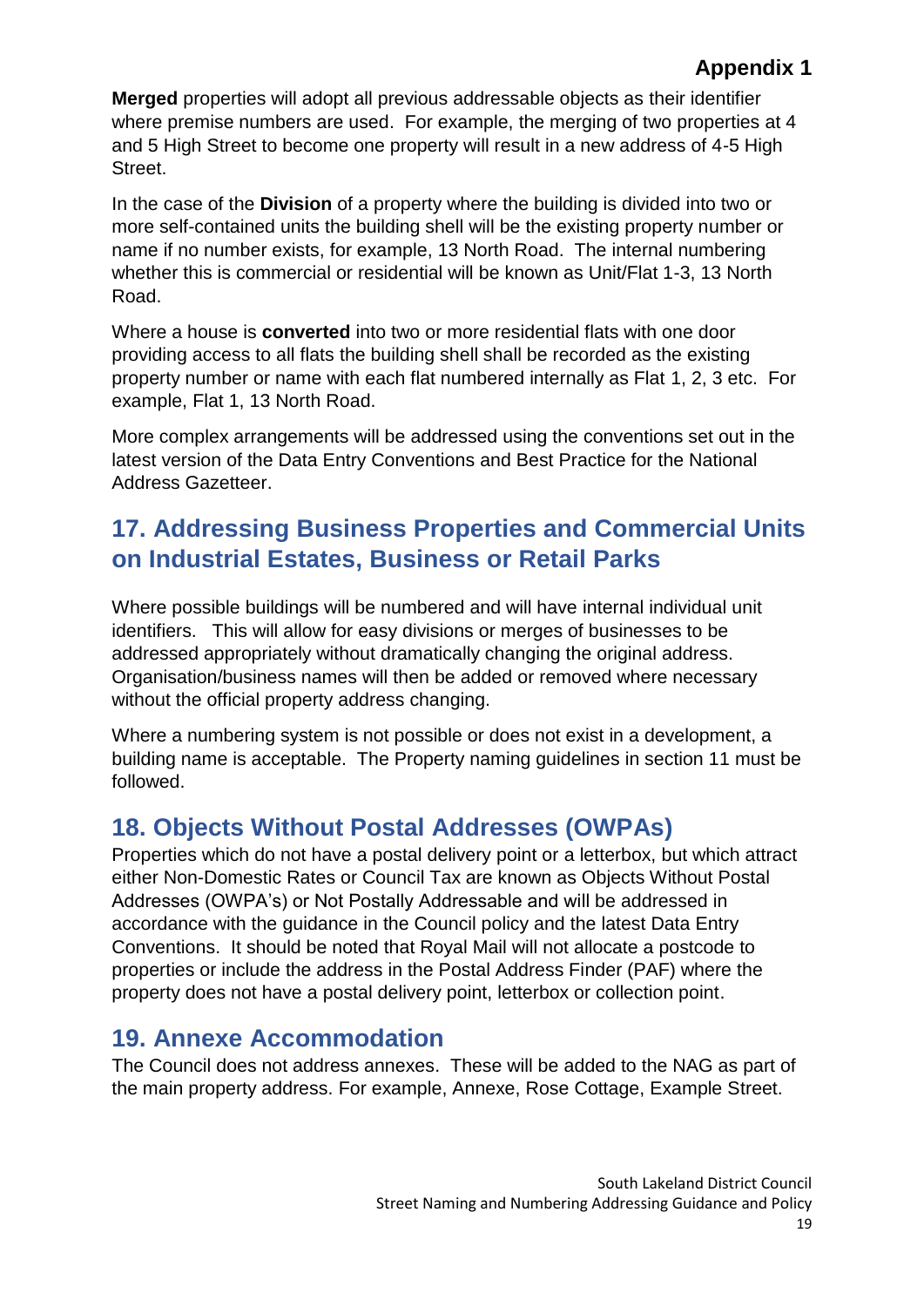**Merged** properties will adopt all previous addressable objects as their identifier where premise numbers are used. For example, the merging of two properties at 4 and 5 High Street to become one property will result in a new address of 4-5 High Street.

In the case of the **Division** of a property where the building is divided into two or more self-contained units the building shell will be the existing property number or name if no number exists, for example, 13 North Road. The internal numbering whether this is commercial or residential will be known as Unit/Flat 1-3, 13 North Road.

Where a house is **converted** into two or more residential flats with one door providing access to all flats the building shell shall be recorded as the existing property number or name with each flat numbered internally as Flat 1, 2, 3 etc. For example, Flat 1, 13 North Road.

More complex arrangements will be addressed using the conventions set out in the latest version of the Data Entry Conventions and Best Practice for the National Address Gazetteer.

## 17. Addressing Business Properties and Commercial Units on Industrial Estates, Business or Retail Parks

Where possible buildings will be numbered and will have internal individual unit identifiers. This will allow for easy divisions or merges of businesses to be addressed appropriately without dramatically changing the original address. Organisation/business names will then be added or removed where necessary without the official property address changing.

Where a numbering system is not possible or does not exist in a development, a building name is acceptable. The Property naming guidelines in section 11 must be followed.

## 18. Objects Without Postal Addresses (OWPAs)

Properties which do not have a postal delivery point or a letterbox, but which attract either Non-Domestic Rates or Council Tax are known as Objects Without Postal Addresses (OWPA's) or Not Postally Addressable and will be addressed in accordance with the guidance in the Council policy and the latest Data Entry Conventions. It should be noted that Royal Mail will not allocate a postcode to properties or include the address in the Postal Address Finder (PAF) where the property does not have a postal delivery point, letterbox or collection point.

## 19. Annexe Accommodation

The Council does not address annexes. These will be added to the NAG as part of the main property address. For example, Annexe, Rose Cottage, Example Street.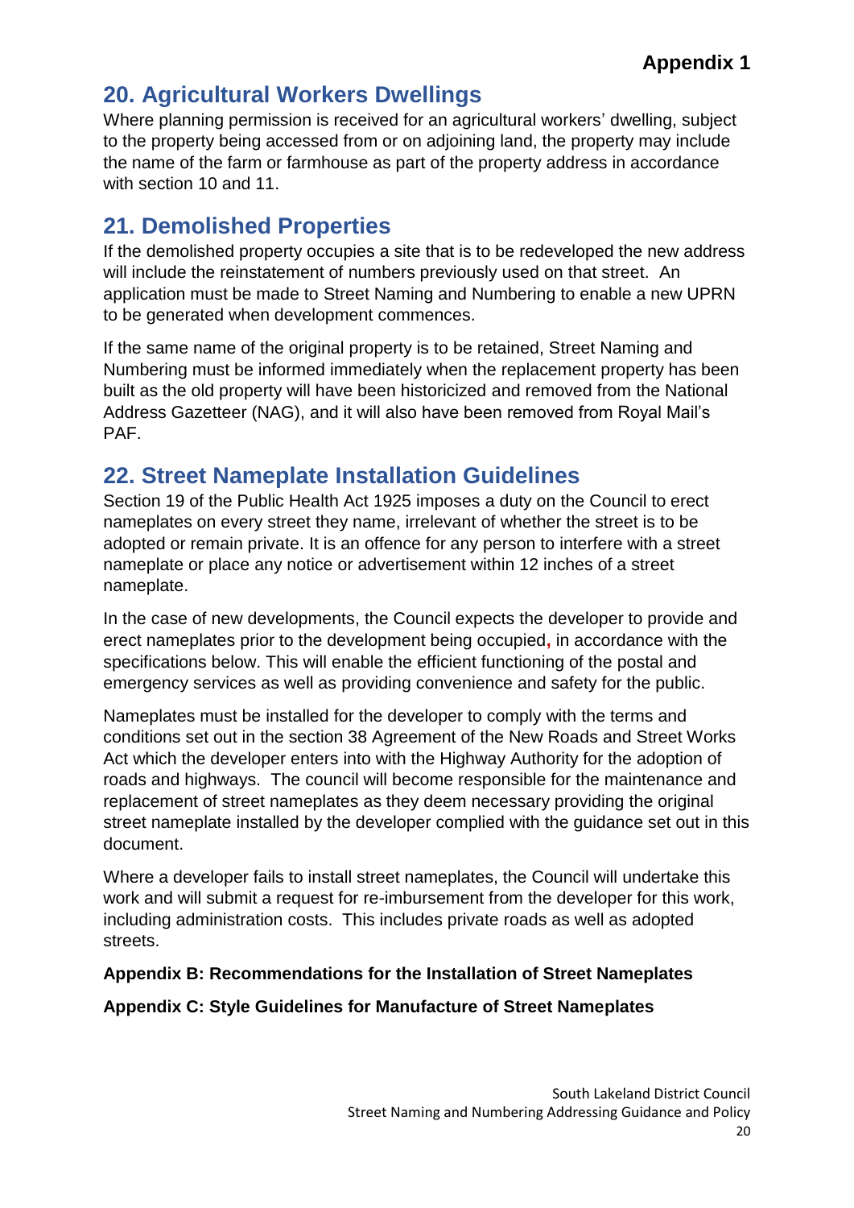## 20. Agricultural Workers Dwellings

Where planning permission is received for an agricultural workers' dwelling, subject to the property being accessed from or on adjoining land, the property may include the name of the farm or farmhouse as part of the property address in accordance with section 10 and 11.

## 21. Demolished Properties

If the demolished property occupies a site that is to be redeveloped the new address will include the reinstatement of numbers previously used on that street. An application must be made to Street Naming and Numbering to enable a new UPRN to be generated when development commences.

If the same name of the original property is to be retained, Street Naming and Numbering must be informed immediately when the replacement property has been built as the old property will have been historicized and removed from the National Address Gazetteer (NAG), and it will also have been removed from Royal Mail's PAF.

## 22. Street Nameplate Installation Guidelines

Section 19 of the Public Health Act 1925 imposes a duty on the Council to erect nameplates on every street they name, irrelevant of whether the street is to be adopted or remain private. It is an offence for any person to interfere with a street nameplate or place any notice or advertisement within 12 inches of a street nameplate.

In the case of new developments, the Council expects the developer to provide and erect nameplates prior to the development being occupied, in accordance with the specifications below. This will enable the efficient functioning of the postal and emergency services as well as providing convenience and safety for the public.

Nameplates must be installed for the developer to comply with the terms and conditions set out in the section 38 Agreement of the New Roads and Street Works Act which the developer enters into with the Highway Authority for the adoption of roads and highways. The council will become responsible for the maintenance and replacement of street nameplates as they deem necessary providing the original street nameplate installed by the developer complied with the guidance set out in this document.

Where a developer fails to install street nameplates, the Council will undertake this work and will submit a request for re-imbursement from the developer for this work, including administration costs. This includes private roads as well as adopted streets.

**Appendix B: Recommendations for the Installation of Street Nameplates**

**Appendix C: Style Guidelines for Manufacture of Street Nameplates**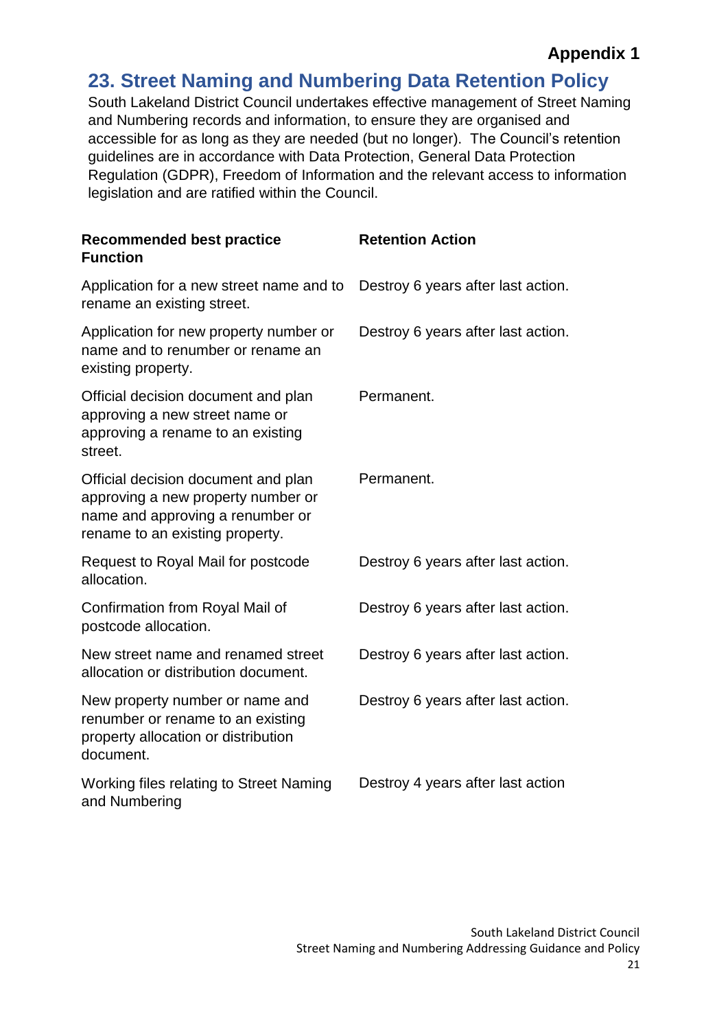**Appendix 1**

## 23. Street Naming and Numbering Data Retention Policy

South Lakeland District Council undertakes effective management of Street Naming and Numbering records and information, to ensure they are organised and accessible for as long as they are needed (but no longer). The Council's retention guidelines are in accordance with Data Protection, General Data Protection Regulation (GDPR), Freedom of Information and the relevant access to information legislation and are ratified within the Council.

| Recommended best practice Function | Retention Action |
| --- | --- |
| Application for a new street name and to rename an existing street. | Destroy 6 years after last action. |
| Application for new property number or name and to renumber or rename an existing property. | Destroy 6 years after last action. |
| Official decision document and plan approving a new street name or approving a rename to an existing street. | Permanent. |
| Official decision document and plan approving a new property number or name and approving a renumber or rename to an existing property. | Permanent. |
| Request to Royal Mail for postcode allocation. | Destroy 6 years after last action. |
| Confirmation from Royal Mail of postcode allocation. | Destroy 6 years after last action. |
| New street name and renamed street allocation or distribution document. | Destroy 6 years after last action. |
| New property number or name and renumber or rename to an existing property allocation or distribution document. | Destroy 6 years after last action. |
| Working files relating to Street Naming and Numbering | Destroy 4 years after last action |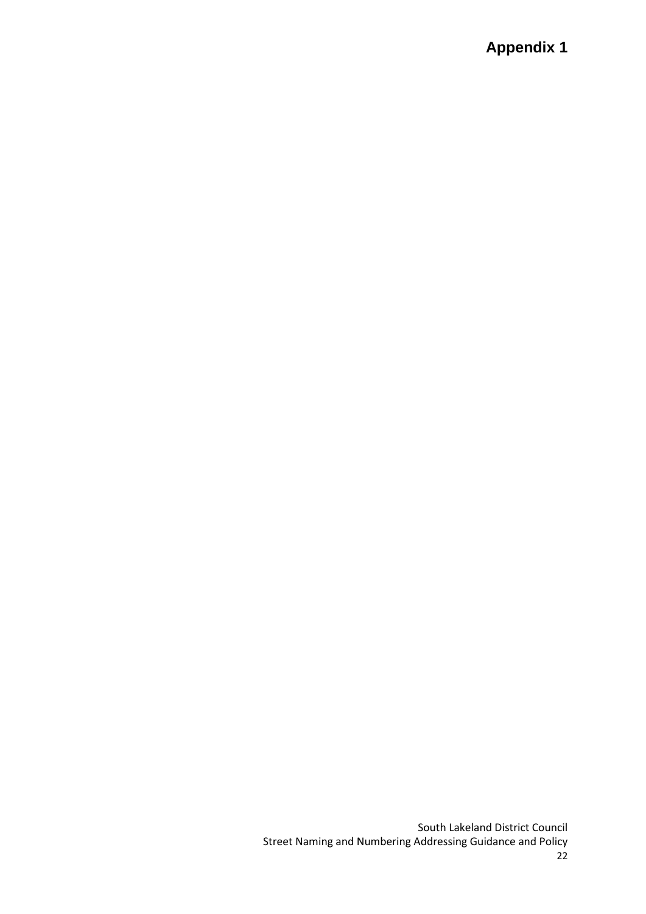# Appendix 1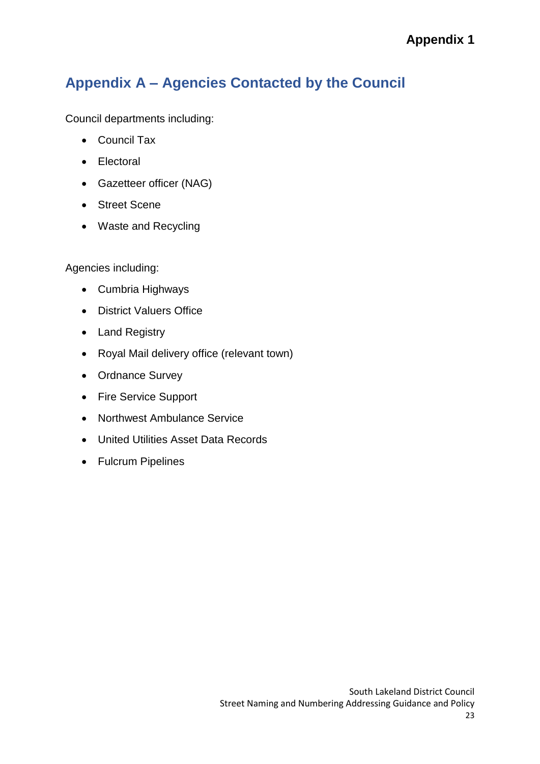**Appendix 1**

## Appendix A – Agencies Contacted by the Council

Council departments including:

- Council Tax
- Electoral
- Gazetteer officer (NAG)
- Street Scene
- Waste and Recycling

Agencies including:

- Cumbria Highways
- District Valuers Office
- Land Registry
- Royal Mail delivery office (relevant town)
- Ordnance Survey
- Fire Service Support
- Northwest Ambulance Service
- United Utilities Asset Data Records
- Fulcrum Pipelines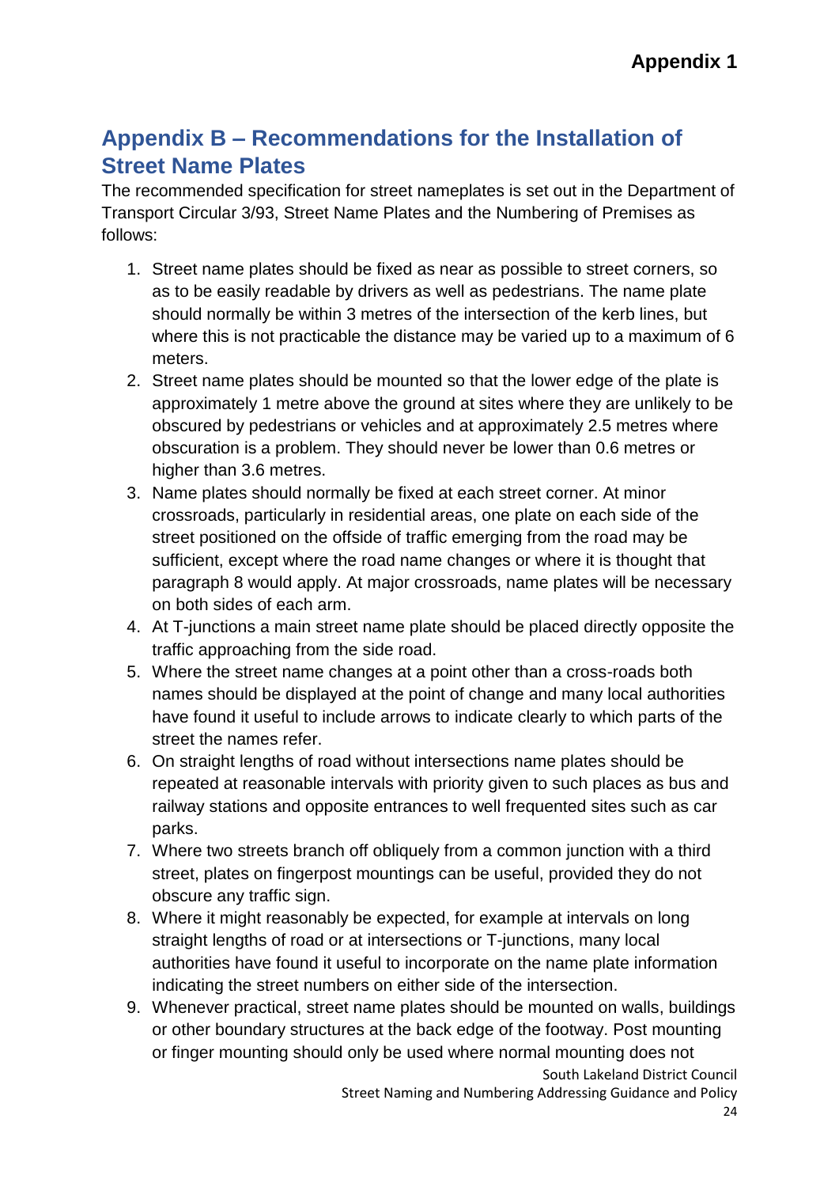## Appendix B – Recommendations for the Installation of Street Name Plates

The recommended specification for street nameplates is set out in the Department of Transport Circular 3/93, Street Name Plates and the Numbering of Premises as follows:

1. Street name plates should be fixed as near as possible to street corners, so as to be easily readable by drivers as well as pedestrians. The name plate should normally be within 3 metres of the intersection of the kerb lines, but where this is not practicable the distance may be varied up to a maximum of 6 meters.
2. Street name plates should be mounted so that the lower edge of the plate is approximately 1 metre above the ground at sites where they are unlikely to be obscured by pedestrians or vehicles and at approximately 2.5 metres where obscuration is a problem. They should never be lower than 0.6 metres or higher than 3.6 metres.
3. Name plates should normally be fixed at each street corner. At minor crossroads, particularly in residential areas, one plate on each side of the street positioned on the offside of traffic emerging from the road may be sufficient, except where the road name changes or where it is thought that paragraph 8 would apply. At major crossroads, name plates will be necessary on both sides of each arm.
4. At T-junctions a main street name plate should be placed directly opposite the traffic approaching from the side road.
5. Where the street name changes at a point other than a cross-roads both names should be displayed at the point of change and many local authorities have found it useful to include arrows to indicate clearly to which parts of the street the names refer.
6. On straight lengths of road without intersections name plates should be repeated at reasonable intervals with priority given to such places as bus and railway stations and opposite entrances to well frequented sites such as car parks.
7. Where two streets branch off obliquely from a common junction with a third street, plates on fingerpost mountings can be useful, provided they do not obscure any traffic sign.
8. Where it might reasonably be expected, for example at intervals on long straight lengths of road or at intersections or T-junctions, many local authorities have found it useful to incorporate on the name plate information indicating the street numbers on either side of the intersection.
9. Whenever practical, street name plates should be mounted on walls, buildings or other boundary structures at the back edge of the footway. Post mounting or finger mounting should only be used where normal mounting does not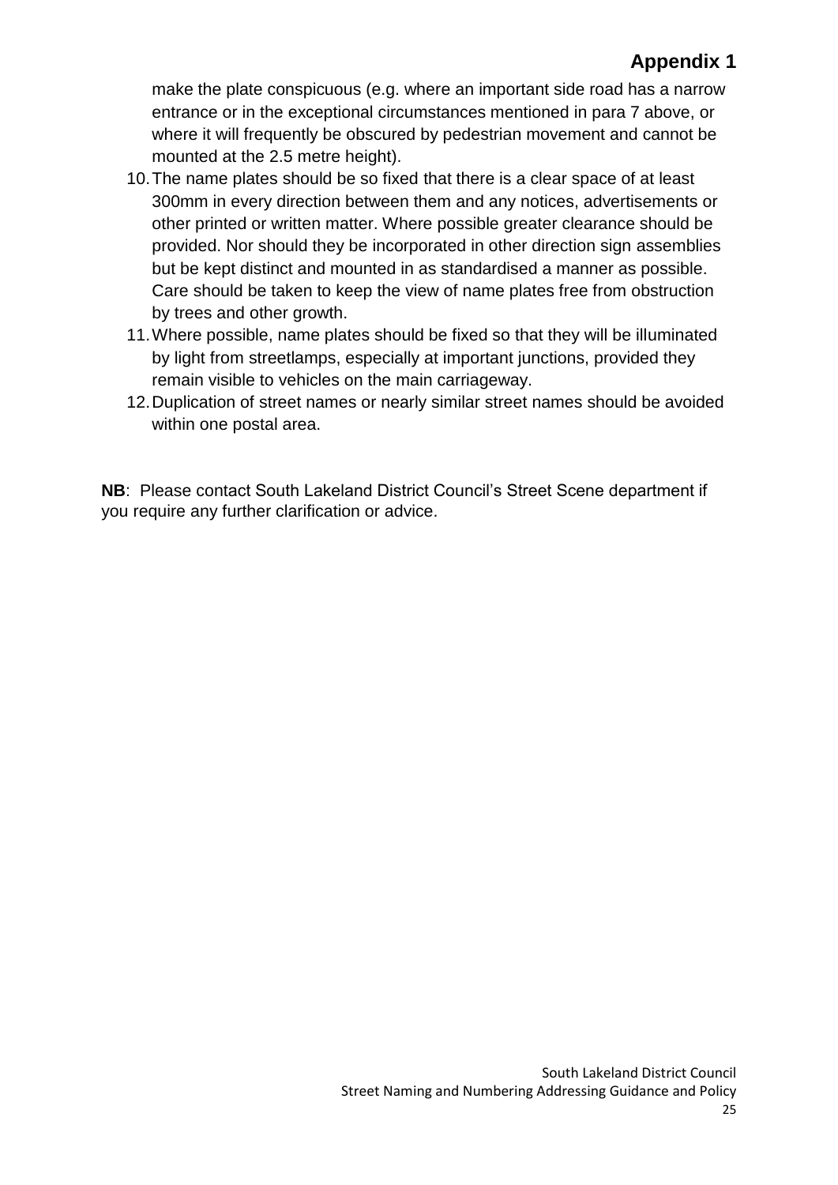make the plate conspicuous (e.g. where an important side road has a narrow entrance or in the exceptional circumstances mentioned in para 7 above, or where it will frequently be obscured by pedestrian movement and cannot be mounted at the 2.5 metre height).

10. The name plates should be so fixed that there is a clear space of at least 300mm in every direction between them and any notices, advertisements or other printed or written matter. Where possible greater clearance should be provided. Nor should they be incorporated in other direction sign assemblies but be kept distinct and mounted in as standardised a manner as possible. Care should be taken to keep the view of name plates free from obstruction by trees and other growth.
11. Where possible, name plates should be fixed so that they will be illuminated by light from streetlamps, especially at important junctions, provided they remain visible to vehicles on the main carriageway.
12. Duplication of street names or nearly similar street names should be avoided within one postal area.

**NB**: Please contact South Lakeland District Council's Street Scene department if you require any further clarification or advice.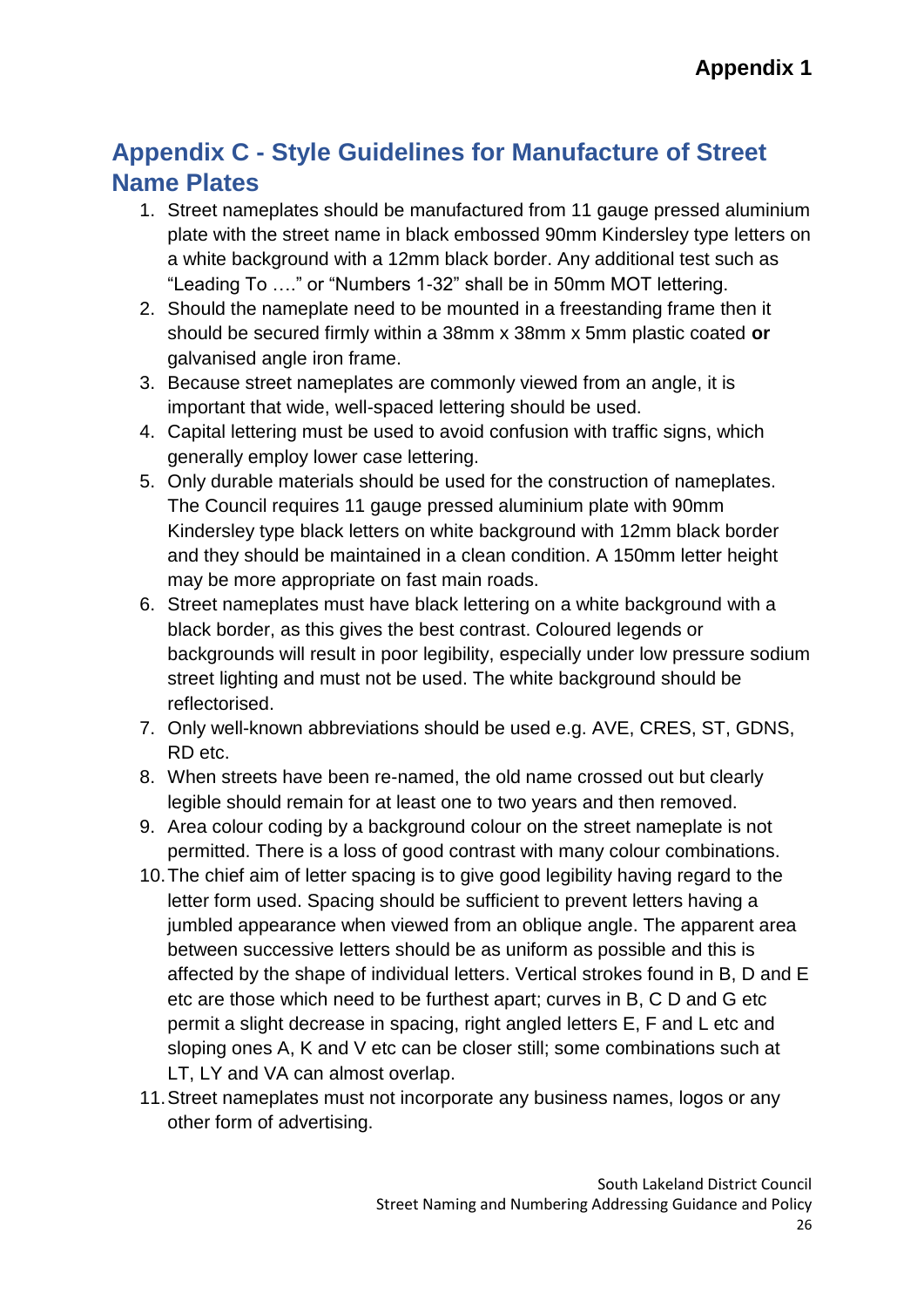## Appendix C - Style Guidelines for Manufacture of Street Name Plates

1. Street nameplates should be manufactured from 11 gauge pressed aluminium plate with the street name in black embossed 90mm Kindersley type letters on a white background with a 12mm black border. Any additional test such as "Leading To …." or "Numbers 1-32" shall be in 50mm MOT lettering.
2. Should the nameplate need to be mounted in a freestanding frame then it should be secured firmly within a 38mm x 38mm x 5mm plastic coated **or** galvanised angle iron frame.
3. Because street nameplates are commonly viewed from an angle, it is important that wide, well-spaced lettering should be used.
4. Capital lettering must be used to avoid confusion with traffic signs, which generally employ lower case lettering.
5. Only durable materials should be used for the construction of nameplates. The Council requires 11 gauge pressed aluminium plate with 90mm Kindersley type black letters on white background with 12mm black border and they should be maintained in a clean condition. A 150mm letter height may be more appropriate on fast main roads.
6. Street nameplates must have black lettering on a white background with a black border, as this gives the best contrast. Coloured legends or backgrounds will result in poor legibility, especially under low pressure sodium street lighting and must not be used. The white background should be reflectorised.
7. Only well-known abbreviations should be used e.g. AVE, CRES, ST, GDNS, RD etc.
8. When streets have been re-named, the old name crossed out but clearly legible should remain for at least one to two years and then removed.
9. Area colour coding by a background colour on the street nameplate is not permitted. There is a loss of good contrast with many colour combinations.
10. The chief aim of letter spacing is to give good legibility having regard to the letter form used. Spacing should be sufficient to prevent letters having a jumbled appearance when viewed from an oblique angle. The apparent area between successive letters should be as uniform as possible and this is affected by the shape of individual letters. Vertical strokes found in B, D and E etc are those which need to be furthest apart; curves in B, C D and G etc permit a slight decrease in spacing, right angled letters E, F and L etc and sloping ones A, K and V etc can be closer still; some combinations such at LT, LY and VA can almost overlap.
11. Street nameplates must not incorporate any business names, logos or any other form of advertising.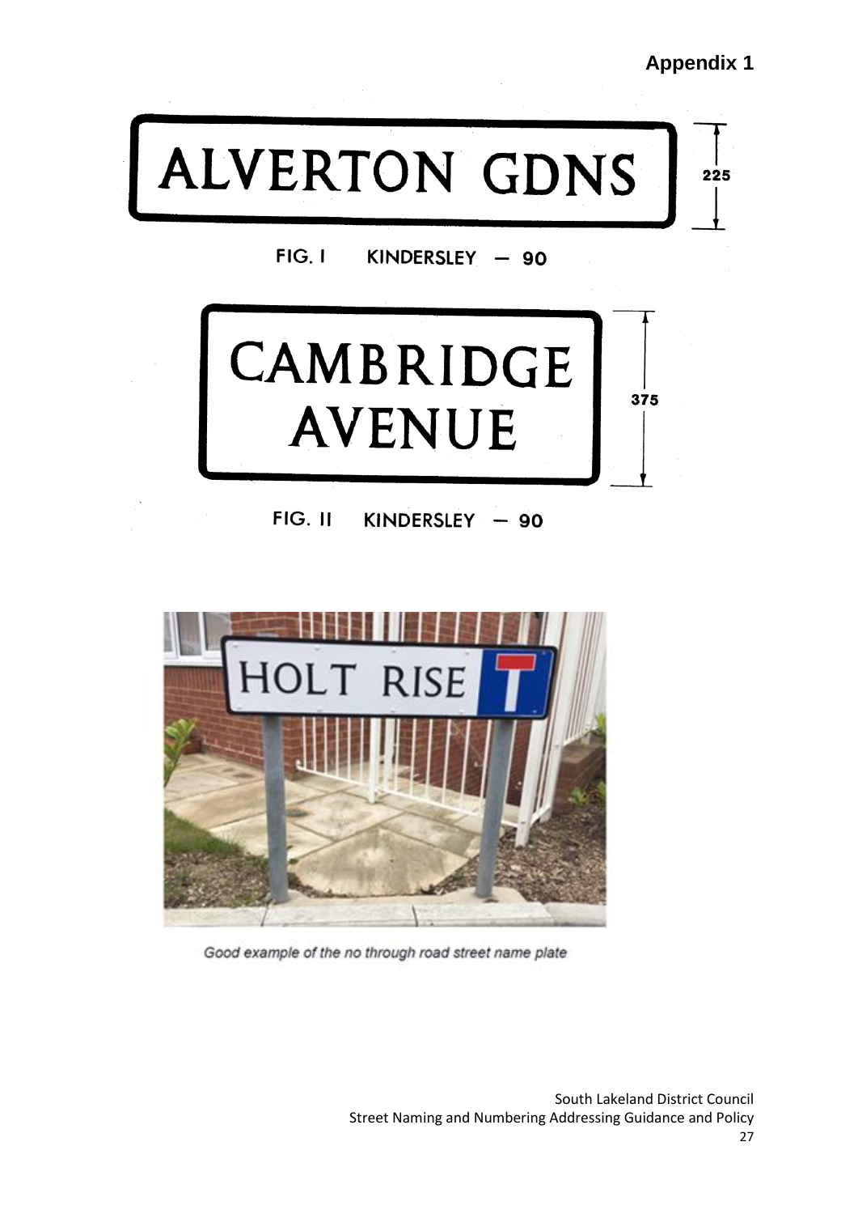**Appendix 1**

ALVERTON GDNS

225

FIG. I KINDERSLEY — 90

CAMBRIDGE
AVENUE

375

FIG. II KINDERSLEY — 90

HOLT RISE

*Good example of the no through road street name plate*